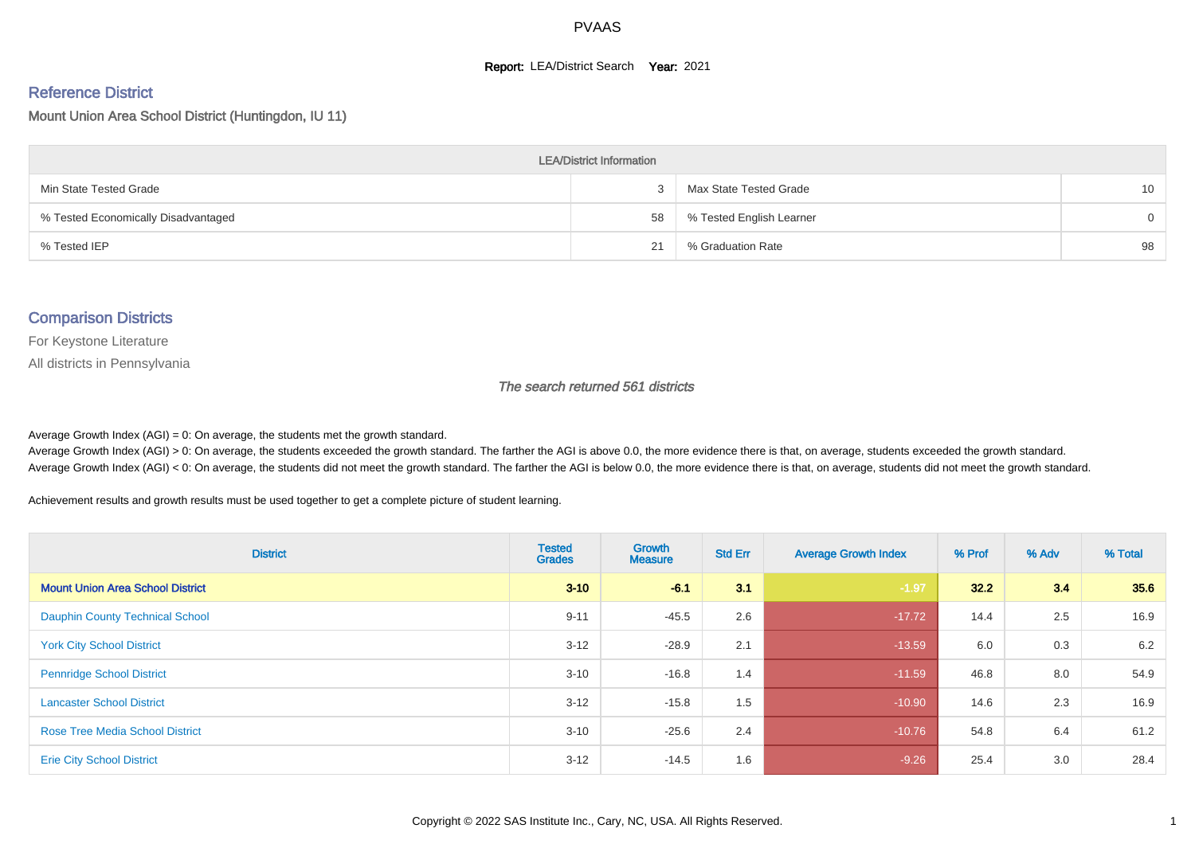# PVAAS

**Report:** LEA/District Search **Year:** 2021

## Reference District

Mount Union Area School District (Huntingdon, IU 11)

| LEA/District Information | | | |
|---|---|---|---|
| Min State Tested Grade | 3 | Max State Tested Grade | 10 |
| % Tested Economically Disadvantaged | 58 | % Tested English Learner | 0 |
| % Tested IEP | 21 | % Graduation Rate | 98 |

## Comparison Districts

For Keystone Literature

All districts in Pennsylvania

*The search returned 561 districts*

Average Growth Index (AGI) = 0: On average, the students met the growth standard.
Average Growth Index (AGI) > 0: On average, the students exceeded the growth standard. The farther the AGI is above 0.0, the more evidence there is that, on average, students exceeded the growth standard.
Average Growth Index (AGI) < 0: On average, the students did not meet the growth standard. The farther the AGI is below 0.0, the more evidence there is that, on average, students did not meet the growth standard.

Achievement results and growth results must be used together to get a complete picture of student learning.

| District | Tested Grades | Growth Measure | Std Err | Average Growth Index | % Prof | % Adv | % Total |
|---|---|---|---|---|---|---|---|
| **Mount Union Area School District** | **3-10** | **-6.1** | **3.1** | **-1.97** | **32.2** | **3.4** | **35.6** |
| Dauphin County Technical School | 9-11 | -45.5 | 2.6 | -17.72 | 14.4 | 2.5 | 16.9 |
| York City School District | 3-12 | -28.9 | 2.1 | -13.59 | 6.0 | 0.3 | 6.2 |
| Pennridge School District | 3-10 | -16.8 | 1.4 | -11.59 | 46.8 | 8.0 | 54.9 |
| Lancaster School District | 3-12 | -15.8 | 1.5 | -10.90 | 14.6 | 2.3 | 16.9 |
| Rose Tree Media School District | 3-10 | -25.6 | 2.4 | -10.76 | 54.8 | 6.4 | 61.2 |
| Erie City School District | 3-12 | -14.5 | 1.6 | -9.26 | 25.4 | 3.0 | 28.4 |

Copyright © 2022 SAS Institute Inc., Cary, NC, USA. All Rights Reserved.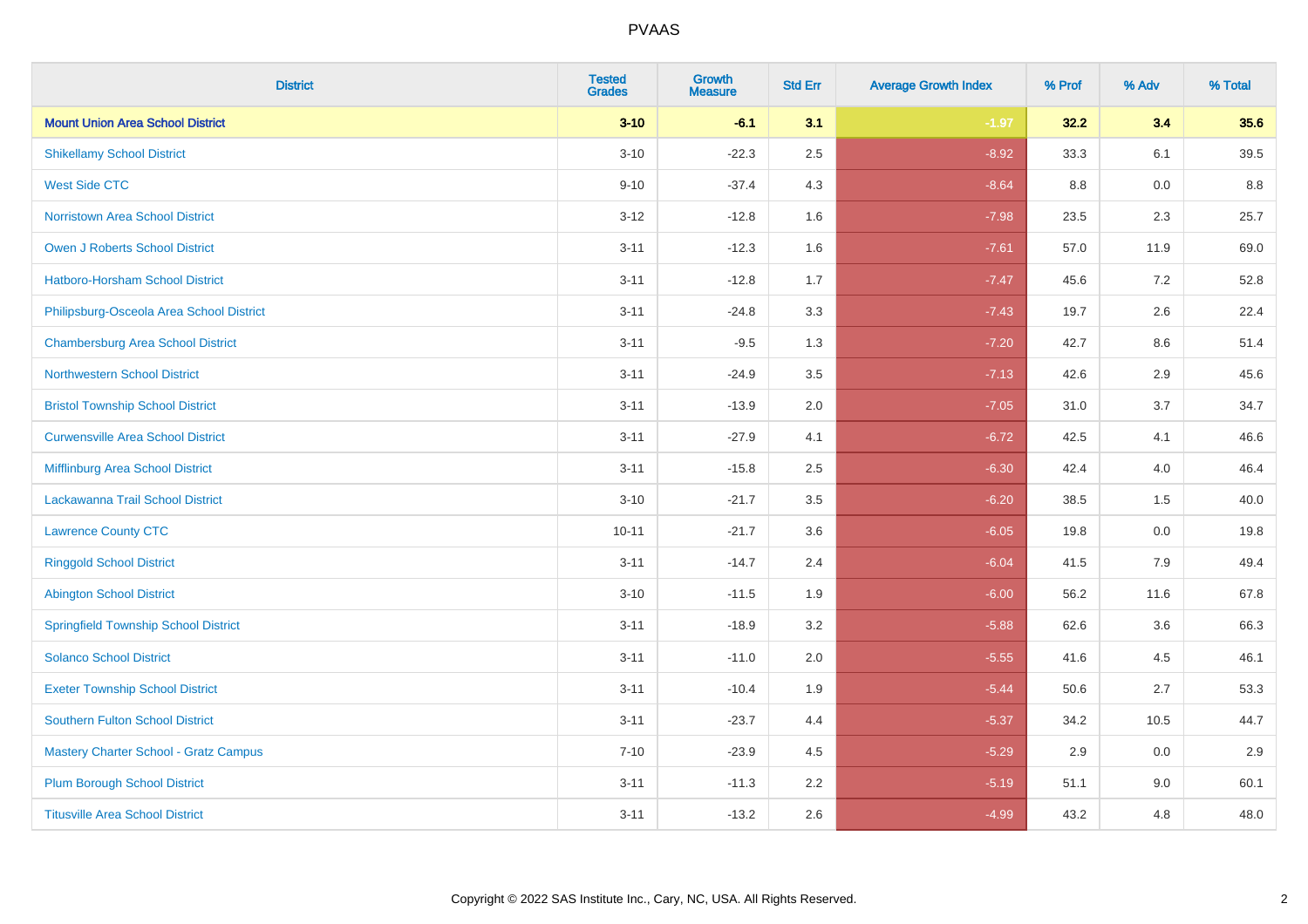| District | Tested Grades | Growth Measure | Std Err | Average Growth Index | % Prof | % Adv | % Total |
|---|---|---|---|---|---|---|---|
| **Mount Union Area School District** | **3-10** | **-6.1** | **3.1** | **-1.97** | **32.2** | **3.4** | **35.6** |
| Shikellamy School District | 3-10 | -22.3 | 2.5 | -8.92 | 33.3 | 6.1 | 39.5 |
| West Side CTC | 9-10 | -37.4 | 4.3 | -8.64 | 8.8 | 0.0 | 8.8 |
| Norristown Area School District | 3-12 | -12.8 | 1.6 | -7.98 | 23.5 | 2.3 | 25.7 |
| Owen J Roberts School District | 3-11 | -12.3 | 1.6 | -7.61 | 57.0 | 11.9 | 69.0 |
| Hatboro-Horsham School District | 3-11 | -12.8 | 1.7 | -7.47 | 45.6 | 7.2 | 52.8 |
| Philipsburg-Osceola Area School District | 3-11 | -24.8 | 3.3 | -7.43 | 19.7 | 2.6 | 22.4 |
| Chambersburg Area School District | 3-11 | -9.5 | 1.3 | -7.20 | 42.7 | 8.6 | 51.4 |
| Northwestern School District | 3-11 | -24.9 | 3.5 | -7.13 | 42.6 | 2.9 | 45.6 |
| Bristol Township School District | 3-11 | -13.9 | 2.0 | -7.05 | 31.0 | 3.7 | 34.7 |
| Curwensville Area School District | 3-11 | -27.9 | 4.1 | -6.72 | 42.5 | 4.1 | 46.6 |
| Mifflinburg Area School District | 3-11 | -15.8 | 2.5 | -6.30 | 42.4 | 4.0 | 46.4 |
| Lackawanna Trail School District | 3-10 | -21.7 | 3.5 | -6.20 | 38.5 | 1.5 | 40.0 |
| Lawrence County CTC | 10-11 | -21.7 | 3.6 | -6.05 | 19.8 | 0.0 | 19.8 |
| Ringgold School District | 3-11 | -14.7 | 2.4 | -6.04 | 41.5 | 7.9 | 49.4 |
| Abington School District | 3-10 | -11.5 | 1.9 | -6.00 | 56.2 | 11.6 | 67.8 |
| Springfield Township School District | 3-11 | -18.9 | 3.2 | -5.88 | 62.6 | 3.6 | 66.3 |
| Solanco School District | 3-11 | -11.0 | 2.0 | -5.55 | 41.6 | 4.5 | 46.1 |
| Exeter Township School District | 3-11 | -10.4 | 1.9 | -5.44 | 50.6 | 2.7 | 53.3 |
| Southern Fulton School District | 3-11 | -23.7 | 4.4 | -5.37 | 34.2 | 10.5 | 44.7 |
| Mastery Charter School - Gratz Campus | 7-10 | -23.9 | 4.5 | -5.29 | 2.9 | 0.0 | 2.9 |
| Plum Borough School District | 3-11 | -11.3 | 2.2 | -5.19 | 51.1 | 9.0 | 60.1 |
| Titusville Area School District | 3-11 | -13.2 | 2.6 | -4.99 | 43.2 | 4.8 | 48.0 |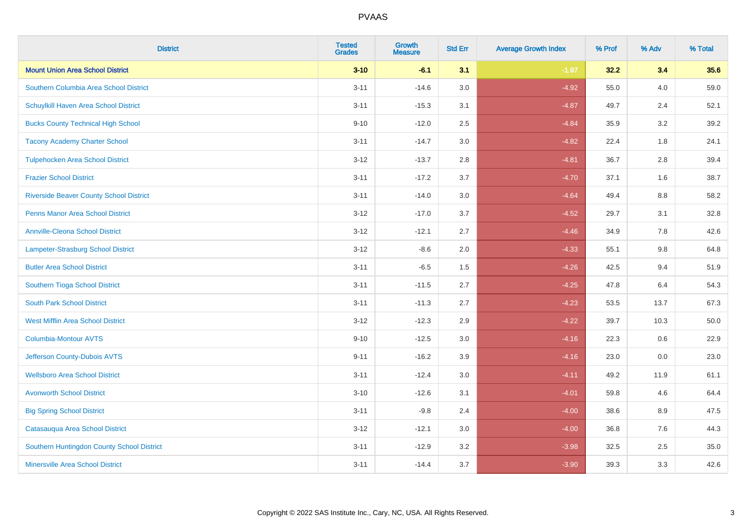# PVAAS

| District | Tested Grades | Growth Measure | Std Err | Average Growth Index | % Prof | % Adv | % Total |
|---|---|---|---|---|---|---|---|
| **Mount Union Area School District** | **3-10** | **-6.1** | **3.1** | **-1.97** | **32.2** | **3.4** | **35.6** |
| Southern Columbia Area School District | 3-11 | -14.6 | 3.0 | -4.92 | 55.0 | 4.0 | 59.0 |
| Schuylkill Haven Area School District | 3-11 | -15.3 | 3.1 | -4.87 | 49.7 | 2.4 | 52.1 |
| Bucks County Technical High School | 9-10 | -12.0 | 2.5 | -4.84 | 35.9 | 3.2 | 39.2 |
| Tacony Academy Charter School | 3-11 | -14.7 | 3.0 | -4.82 | 22.4 | 1.8 | 24.1 |
| Tulpehocken Area School District | 3-12 | -13.7 | 2.8 | -4.81 | 36.7 | 2.8 | 39.4 |
| Frazier School District | 3-11 | -17.2 | 3.7 | -4.70 | 37.1 | 1.6 | 38.7 |
| Riverside Beaver County School District | 3-11 | -14.0 | 3.0 | -4.64 | 49.4 | 8.8 | 58.2 |
| Penns Manor Area School District | 3-12 | -17.0 | 3.7 | -4.52 | 29.7 | 3.1 | 32.8 |
| Annville-Cleona School District | 3-12 | -12.1 | 2.7 | -4.46 | 34.9 | 7.8 | 42.6 |
| Lampeter-Strasburg School District | 3-12 | -8.6 | 2.0 | -4.33 | 55.1 | 9.8 | 64.8 |
| Butler Area School District | 3-11 | -6.5 | 1.5 | -4.26 | 42.5 | 9.4 | 51.9 |
| Southern Tioga School District | 3-11 | -11.5 | 2.7 | -4.25 | 47.8 | 6.4 | 54.3 |
| South Park School District | 3-11 | -11.3 | 2.7 | -4.23 | 53.5 | 13.7 | 67.3 |
| West Mifflin Area School District | 3-12 | -12.3 | 2.9 | -4.22 | 39.7 | 10.3 | 50.0 |
| Columbia-Montour AVTS | 9-10 | -12.5 | 3.0 | -4.16 | 22.3 | 0.6 | 22.9 |
| Jefferson County-Dubois AVTS | 9-11 | -16.2 | 3.9 | -4.16 | 23.0 | 0.0 | 23.0 |
| Wellsboro Area School District | 3-11 | -12.4 | 3.0 | -4.11 | 49.2 | 11.9 | 61.1 |
| Avonworth School District | 3-10 | -12.6 | 3.1 | -4.01 | 59.8 | 4.6 | 64.4 |
| Big Spring School District | 3-11 | -9.8 | 2.4 | -4.00 | 38.6 | 8.9 | 47.5 |
| Catasauqua Area School District | 3-12 | -12.1 | 3.0 | -4.00 | 36.8 | 7.6 | 44.3 |
| Southern Huntingdon County School District | 3-11 | -12.9 | 3.2 | -3.98 | 32.5 | 2.5 | 35.0 |
| Minersville Area School District | 3-11 | -14.4 | 3.7 | -3.90 | 39.3 | 3.3 | 42.6 |

Copyright © 2022 SAS Institute Inc., Cary, NC, USA. All Rights Reserved.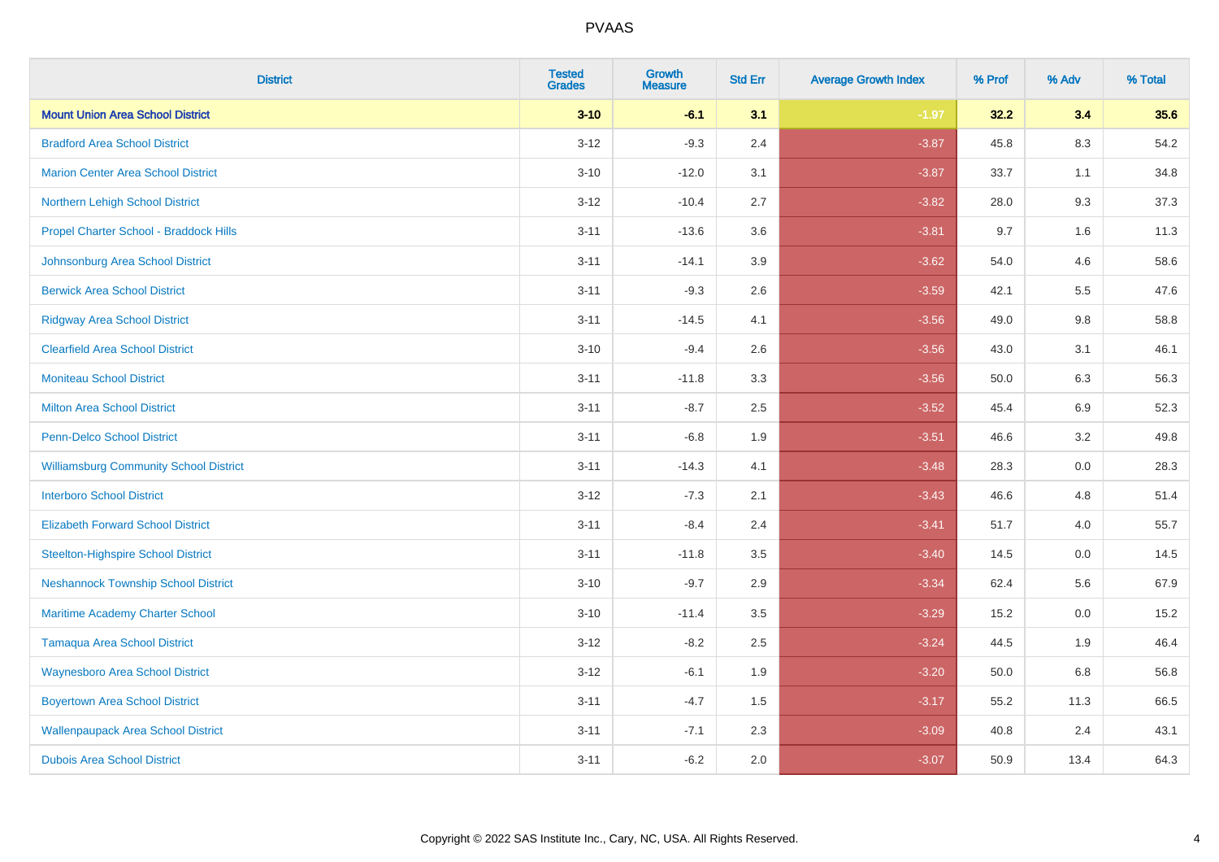| District | Tested Grades | Growth Measure | Std Err | Average Growth Index | % Prof | % Adv | % Total |
|---|---|---|---|---|---|---|---|
| **Mount Union Area School District** | **3-10** | **-6.1** | **3.1** | **-1.97** | **32.2** | **3.4** | **35.6** |
| Bradford Area School District | 3-12 | -9.3 | 2.4 | -3.87 | 45.8 | 8.3 | 54.2 |
| Marion Center Area School District | 3-10 | -12.0 | 3.1 | -3.87 | 33.7 | 1.1 | 34.8 |
| Northern Lehigh School District | 3-12 | -10.4 | 2.7 | -3.82 | 28.0 | 9.3 | 37.3 |
| Propel Charter School - Braddock Hills | 3-11 | -13.6 | 3.6 | -3.81 | 9.7 | 1.6 | 11.3 |
| Johnsonburg Area School District | 3-11 | -14.1 | 3.9 | -3.62 | 54.0 | 4.6 | 58.6 |
| Berwick Area School District | 3-11 | -9.3 | 2.6 | -3.59 | 42.1 | 5.5 | 47.6 |
| Ridgway Area School District | 3-11 | -14.5 | 4.1 | -3.56 | 49.0 | 9.8 | 58.8 |
| Clearfield Area School District | 3-10 | -9.4 | 2.6 | -3.56 | 43.0 | 3.1 | 46.1 |
| Moniteau School District | 3-11 | -11.8 | 3.3 | -3.56 | 50.0 | 6.3 | 56.3 |
| Milton Area School District | 3-11 | -8.7 | 2.5 | -3.52 | 45.4 | 6.9 | 52.3 |
| Penn-Delco School District | 3-11 | -6.8 | 1.9 | -3.51 | 46.6 | 3.2 | 49.8 |
| Williamsburg Community School District | 3-11 | -14.3 | 4.1 | -3.48 | 28.3 | 0.0 | 28.3 |
| Interboro School District | 3-12 | -7.3 | 2.1 | -3.43 | 46.6 | 4.8 | 51.4 |
| Elizabeth Forward School District | 3-11 | -8.4 | 2.4 | -3.41 | 51.7 | 4.0 | 55.7 |
| Steelton-Highspire School District | 3-11 | -11.8 | 3.5 | -3.40 | 14.5 | 0.0 | 14.5 |
| Neshannock Township School District | 3-10 | -9.7 | 2.9 | -3.34 | 62.4 | 5.6 | 67.9 |
| Maritime Academy Charter School | 3-10 | -11.4 | 3.5 | -3.29 | 15.2 | 0.0 | 15.2 |
| Tamaqua Area School District | 3-12 | -8.2 | 2.5 | -3.24 | 44.5 | 1.9 | 46.4 |
| Waynesboro Area School District | 3-12 | -6.1 | 1.9 | -3.20 | 50.0 | 6.8 | 56.8 |
| Boyertown Area School District | 3-11 | -4.7 | 1.5 | -3.17 | 55.2 | 11.3 | 66.5 |
| Wallenpaupack Area School District | 3-11 | -7.1 | 2.3 | -3.09 | 40.8 | 2.4 | 43.1 |
| Dubois Area School District | 3-11 | -6.2 | 2.0 | -3.07 | 50.9 | 13.4 | 64.3 |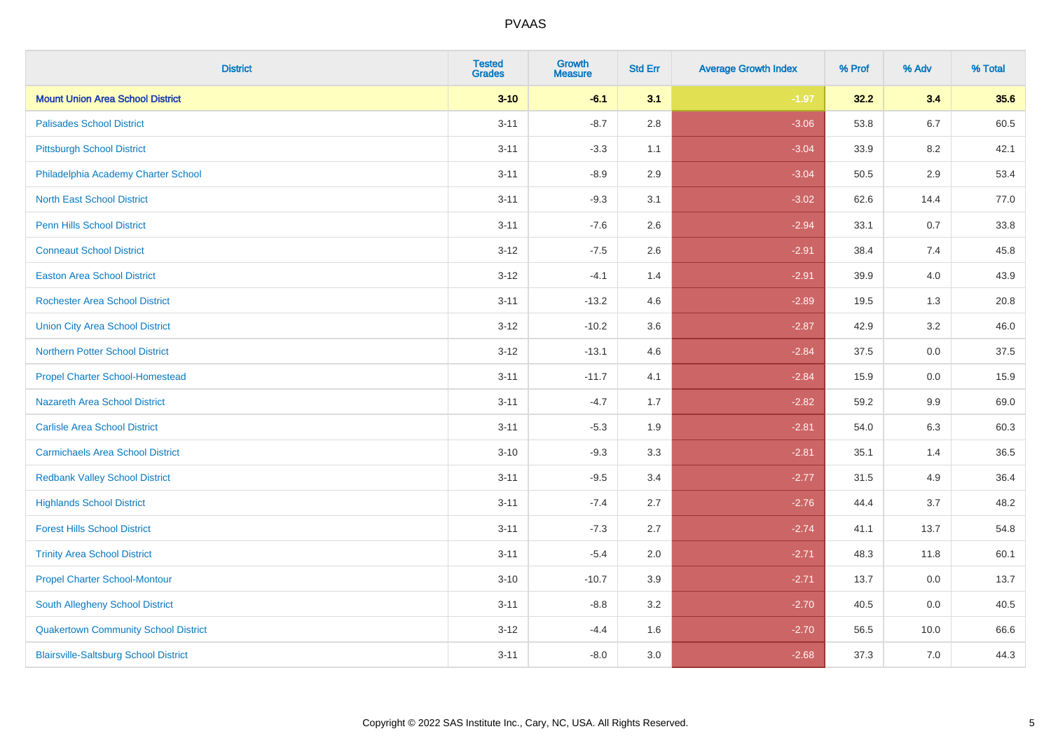# PVAAS

| District | Tested Grades | Growth Measure | Std Err | Average Growth Index | % Prof | % Adv | % Total |
|---|---|---|---|---|---|---|---|
| **Mount Union Area School District** | **3-10** | **-6.1** | **3.1** | **-1.97** | **32.2** | **3.4** | **35.6** |
| Palisades School District | 3-11 | -8.7 | 2.8 | -3.06 | 53.8 | 6.7 | 60.5 |
| Pittsburgh School District | 3-11 | -3.3 | 1.1 | -3.04 | 33.9 | 8.2 | 42.1 |
| Philadelphia Academy Charter School | 3-11 | -8.9 | 2.9 | -3.04 | 50.5 | 2.9 | 53.4 |
| North East School District | 3-11 | -9.3 | 3.1 | -3.02 | 62.6 | 14.4 | 77.0 |
| Penn Hills School District | 3-11 | -7.6 | 2.6 | -2.94 | 33.1 | 0.7 | 33.8 |
| Conneaut School District | 3-12 | -7.5 | 2.6 | -2.91 | 38.4 | 7.4 | 45.8 |
| Easton Area School District | 3-12 | -4.1 | 1.4 | -2.91 | 39.9 | 4.0 | 43.9 |
| Rochester Area School District | 3-11 | -13.2 | 4.6 | -2.89 | 19.5 | 1.3 | 20.8 |
| Union City Area School District | 3-12 | -10.2 | 3.6 | -2.87 | 42.9 | 3.2 | 46.0 |
| Northern Potter School District | 3-12 | -13.1 | 4.6 | -2.84 | 37.5 | 0.0 | 37.5 |
| Propel Charter School-Homestead | 3-11 | -11.7 | 4.1 | -2.84 | 15.9 | 0.0 | 15.9 |
| Nazareth Area School District | 3-11 | -4.7 | 1.7 | -2.82 | 59.2 | 9.9 | 69.0 |
| Carlisle Area School District | 3-11 | -5.3 | 1.9 | -2.81 | 54.0 | 6.3 | 60.3 |
| Carmichaels Area School District | 3-10 | -9.3 | 3.3 | -2.81 | 35.1 | 1.4 | 36.5 |
| Redbank Valley School District | 3-11 | -9.5 | 3.4 | -2.77 | 31.5 | 4.9 | 36.4 |
| Highlands School District | 3-11 | -7.4 | 2.7 | -2.76 | 44.4 | 3.7 | 48.2 |
| Forest Hills School District | 3-11 | -7.3 | 2.7 | -2.74 | 41.1 | 13.7 | 54.8 |
| Trinity Area School District | 3-11 | -5.4 | 2.0 | -2.71 | 48.3 | 11.8 | 60.1 |
| Propel Charter School-Montour | 3-10 | -10.7 | 3.9 | -2.71 | 13.7 | 0.0 | 13.7 |
| South Allegheny School District | 3-11 | -8.8 | 3.2 | -2.70 | 40.5 | 0.0 | 40.5 |
| Quakertown Community School District | 3-12 | -4.4 | 1.6 | -2.70 | 56.5 | 10.0 | 66.6 |
| Blairsville-Saltsburg School District | 3-11 | -8.0 | 3.0 | -2.68 | 37.3 | 7.0 | 44.3 |

Copyright © 2022 SAS Institute Inc., Cary, NC, USA. All Rights Reserved.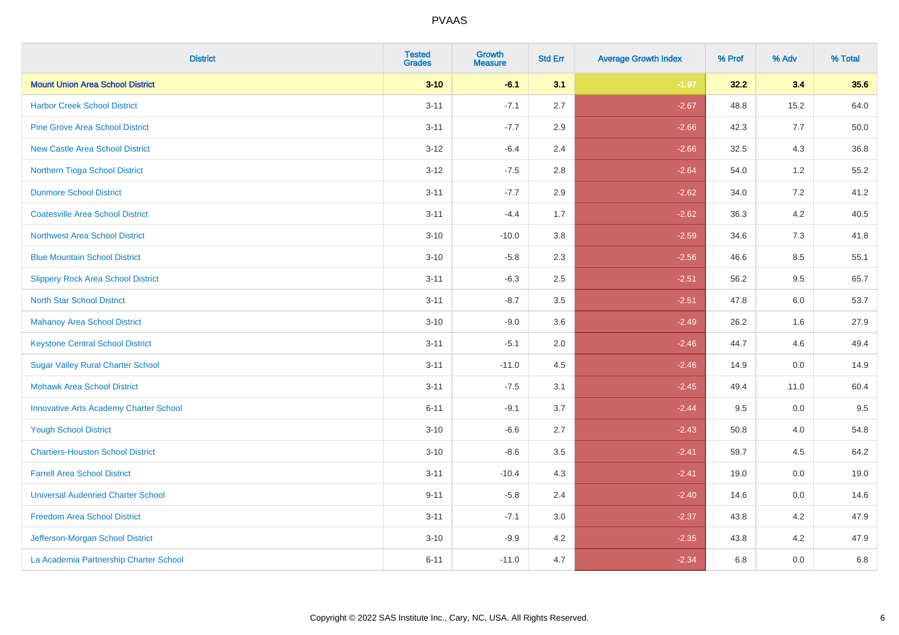| District | Tested Grades | Growth Measure | Std Err | Average Growth Index | % Prof | % Adv | % Total |
|---|---|---|---|---|---|---|---|
| **Mount Union Area School District** | **3-10** | **-6.1** | **3.1** | **-1.97** | **32.2** | **3.4** | **35.6** |
| Harbor Creek School District | 3-11 | -7.1 | 2.7 | -2.67 | 48.8 | 15.2 | 64.0 |
| Pine Grove Area School District | 3-11 | -7.7 | 2.9 | -2.66 | 42.3 | 7.7 | 50.0 |
| New Castle Area School District | 3-12 | -6.4 | 2.4 | -2.66 | 32.5 | 4.3 | 36.8 |
| Northern Tioga School District | 3-12 | -7.5 | 2.8 | -2.64 | 54.0 | 1.2 | 55.2 |
| Dunmore School District | 3-11 | -7.7 | 2.9 | -2.62 | 34.0 | 7.2 | 41.2 |
| Coatesville Area School District | 3-11 | -4.4 | 1.7 | -2.62 | 36.3 | 4.2 | 40.5 |
| Northwest Area School District | 3-10 | -10.0 | 3.8 | -2.59 | 34.6 | 7.3 | 41.8 |
| Blue Mountain School District | 3-10 | -5.8 | 2.3 | -2.56 | 46.6 | 8.5 | 55.1 |
| Slippery Rock Area School District | 3-11 | -6.3 | 2.5 | -2.51 | 56.2 | 9.5 | 65.7 |
| North Star School District | 3-11 | -8.7 | 3.5 | -2.51 | 47.8 | 6.0 | 53.7 |
| Mahanoy Area School District | 3-10 | -9.0 | 3.6 | -2.49 | 26.2 | 1.6 | 27.9 |
| Keystone Central School District | 3-11 | -5.1 | 2.0 | -2.46 | 44.7 | 4.6 | 49.4 |
| Sugar Valley Rural Charter School | 3-11 | -11.0 | 4.5 | -2.46 | 14.9 | 0.0 | 14.9 |
| Mohawk Area School District | 3-11 | -7.5 | 3.1 | -2.45 | 49.4 | 11.0 | 60.4 |
| Innovative Arts Academy Charter School | 6-11 | -9.1 | 3.7 | -2.44 | 9.5 | 0.0 | 9.5 |
| Yough School District | 3-10 | -6.6 | 2.7 | -2.43 | 50.8 | 4.0 | 54.8 |
| Chartiers-Houston School District | 3-10 | -8.6 | 3.5 | -2.41 | 59.7 | 4.5 | 64.2 |
| Farrell Area School District | 3-11 | -10.4 | 4.3 | -2.41 | 19.0 | 0.0 | 19.0 |
| Universal Audenried Charter School | 9-11 | -5.8 | 2.4 | -2.40 | 14.6 | 0.0 | 14.6 |
| Freedom Area School District | 3-11 | -7.1 | 3.0 | -2.37 | 43.8 | 4.2 | 47.9 |
| Jefferson-Morgan School District | 3-10 | -9.9 | 4.2 | -2.35 | 43.8 | 4.2 | 47.9 |
| La Academia Partnership Charter School | 6-11 | -11.0 | 4.7 | -2.34 | 6.8 | 0.0 | 6.8 |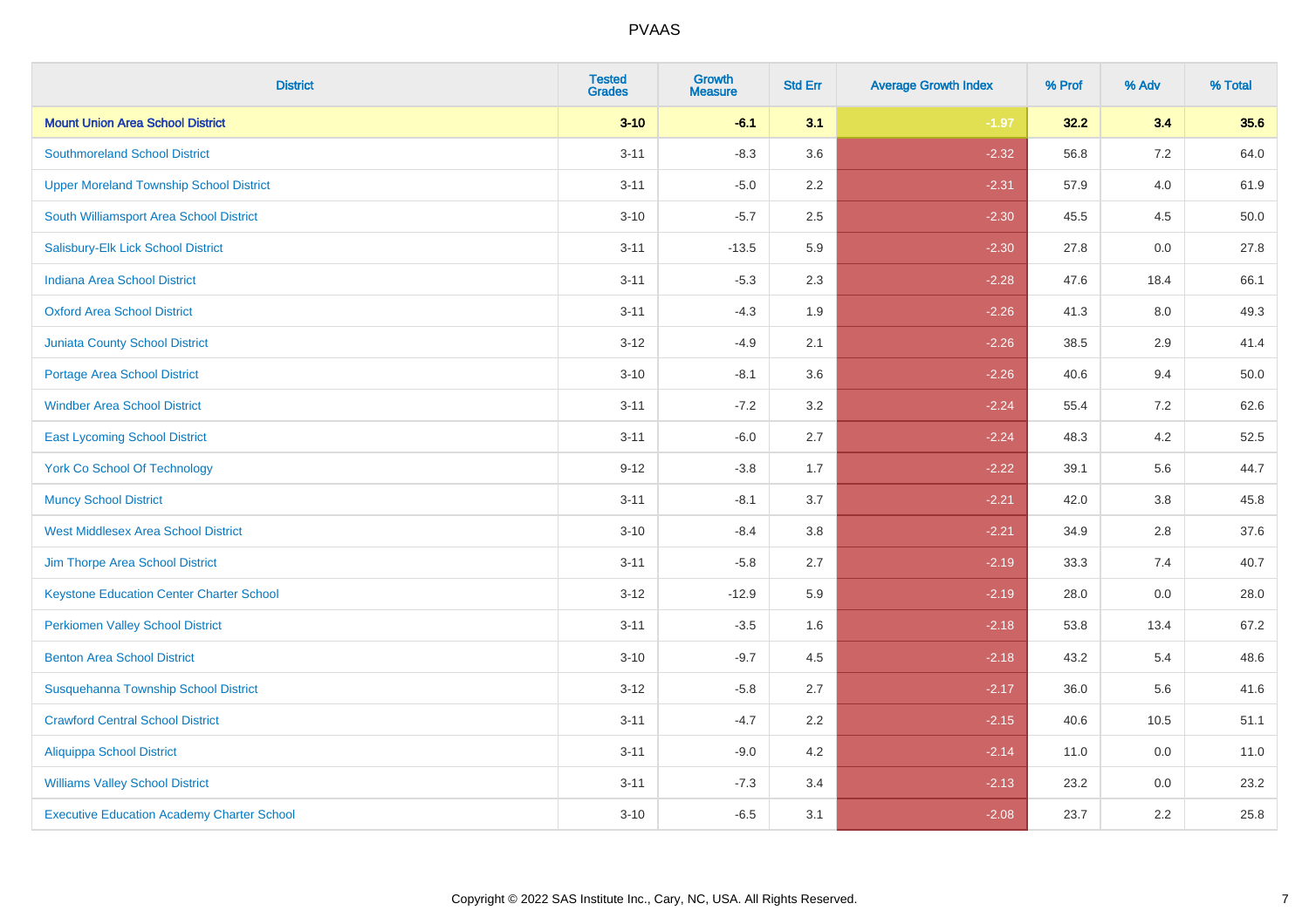# PVAAS

| District | Tested Grades | Growth Measure | Std Err | Average Growth Index | % Prof | % Adv | % Total |
|---|---|---|---|---|---|---|---|
| **Mount Union Area School District** | **3-10** | **-6.1** | **3.1** | **-1.97** | **32.2** | **3.4** | **35.6** |
| Southmoreland School District | 3-11 | -8.3 | 3.6 | -2.32 | 56.8 | 7.2 | 64.0 |
| Upper Moreland Township School District | 3-11 | -5.0 | 2.2 | -2.31 | 57.9 | 4.0 | 61.9 |
| South Williamsport Area School District | 3-10 | -5.7 | 2.5 | -2.30 | 45.5 | 4.5 | 50.0 |
| Salisbury-Elk Lick School District | 3-11 | -13.5 | 5.9 | -2.30 | 27.8 | 0.0 | 27.8 |
| Indiana Area School District | 3-11 | -5.3 | 2.3 | -2.28 | 47.6 | 18.4 | 66.1 |
| Oxford Area School District | 3-11 | -4.3 | 1.9 | -2.26 | 41.3 | 8.0 | 49.3 |
| Juniata County School District | 3-12 | -4.9 | 2.1 | -2.26 | 38.5 | 2.9 | 41.4 |
| Portage Area School District | 3-10 | -8.1 | 3.6 | -2.26 | 40.6 | 9.4 | 50.0 |
| Windber Area School District | 3-11 | -7.2 | 3.2 | -2.24 | 55.4 | 7.2 | 62.6 |
| East Lycoming School District | 3-11 | -6.0 | 2.7 | -2.24 | 48.3 | 4.2 | 52.5 |
| York Co School Of Technology | 9-12 | -3.8 | 1.7 | -2.22 | 39.1 | 5.6 | 44.7 |
| Muncy School District | 3-11 | -8.1 | 3.7 | -2.21 | 42.0 | 3.8 | 45.8 |
| West Middlesex Area School District | 3-10 | -8.4 | 3.8 | -2.21 | 34.9 | 2.8 | 37.6 |
| Jim Thorpe Area School District | 3-11 | -5.8 | 2.7 | -2.19 | 33.3 | 7.4 | 40.7 |
| Keystone Education Center Charter School | 3-12 | -12.9 | 5.9 | -2.19 | 28.0 | 0.0 | 28.0 |
| Perkiomen Valley School District | 3-11 | -3.5 | 1.6 | -2.18 | 53.8 | 13.4 | 67.2 |
| Benton Area School District | 3-10 | -9.7 | 4.5 | -2.18 | 43.2 | 5.4 | 48.6 |
| Susquehanna Township School District | 3-12 | -5.8 | 2.7 | -2.17 | 36.0 | 5.6 | 41.6 |
| Crawford Central School District | 3-11 | -4.7 | 2.2 | -2.15 | 40.6 | 10.5 | 51.1 |
| Aliquippa School District | 3-11 | -9.0 | 4.2 | -2.14 | 11.0 | 0.0 | 11.0 |
| Williams Valley School District | 3-11 | -7.3 | 3.4 | -2.13 | 23.2 | 0.0 | 23.2 |
| Executive Education Academy Charter School | 3-10 | -6.5 | 3.1 | -2.08 | 23.7 | 2.2 | 25.8 |

Copyright © 2022 SAS Institute Inc., Cary, NC, USA. All Rights Reserved.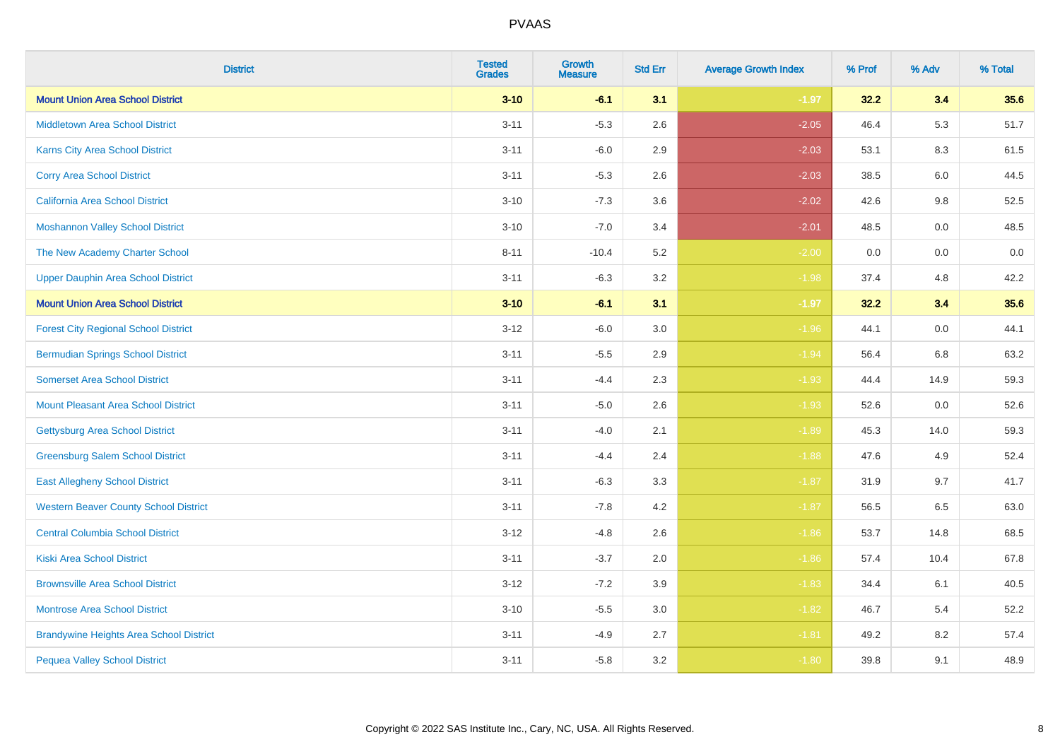# PVAAS

| District | Tested Grades | Growth Measure | Std Err | Average Growth Index | % Prof | % Adv | % Total |
|---|---|---|---|---|---|---|---|
| **Mount Union Area School District** | **3-10** | **-6.1** | **3.1** | **-1.97** | **32.2** | **3.4** | **35.6** |
| Middletown Area School District | 3-11 | -5.3 | 2.6 | -2.05 | 46.4 | 5.3 | 51.7 |
| Karns City Area School District | 3-11 | -6.0 | 2.9 | -2.03 | 53.1 | 8.3 | 61.5 |
| Corry Area School District | 3-11 | -5.3 | 2.6 | -2.03 | 38.5 | 6.0 | 44.5 |
| California Area School District | 3-10 | -7.3 | 3.6 | -2.02 | 42.6 | 9.8 | 52.5 |
| Moshannon Valley School District | 3-10 | -7.0 | 3.4 | -2.01 | 48.5 | 0.0 | 48.5 |
| The New Academy Charter School | 8-11 | -10.4 | 5.2 | -2.00 | 0.0 | 0.0 | 0.0 |
| Upper Dauphin Area School District | 3-11 | -6.3 | 3.2 | -1.98 | 37.4 | 4.8 | 42.2 |
| **Mount Union Area School District** | **3-10** | **-6.1** | **3.1** | **-1.97** | **32.2** | **3.4** | **35.6** |
| Forest City Regional School District | 3-12 | -6.0 | 3.0 | -1.96 | 44.1 | 0.0 | 44.1 |
| Bermudian Springs School District | 3-11 | -5.5 | 2.9 | -1.94 | 56.4 | 6.8 | 63.2 |
| Somerset Area School District | 3-11 | -4.4 | 2.3 | -1.93 | 44.4 | 14.9 | 59.3 |
| Mount Pleasant Area School District | 3-11 | -5.0 | 2.6 | -1.93 | 52.6 | 0.0 | 52.6 |
| Gettysburg Area School District | 3-11 | -4.0 | 2.1 | -1.89 | 45.3 | 14.0 | 59.3 |
| Greensburg Salem School District | 3-11 | -4.4 | 2.4 | -1.88 | 47.6 | 4.9 | 52.4 |
| East Allegheny School District | 3-11 | -6.3 | 3.3 | -1.87 | 31.9 | 9.7 | 41.7 |
| Western Beaver County School District | 3-11 | -7.8 | 4.2 | -1.87 | 56.5 | 6.5 | 63.0 |
| Central Columbia School District | 3-12 | -4.8 | 2.6 | -1.86 | 53.7 | 14.8 | 68.5 |
| Kiski Area School District | 3-11 | -3.7 | 2.0 | -1.86 | 57.4 | 10.4 | 67.8 |
| Brownsville Area School District | 3-12 | -7.2 | 3.9 | -1.83 | 34.4 | 6.1 | 40.5 |
| Montrose Area School District | 3-10 | -5.5 | 3.0 | -1.82 | 46.7 | 5.4 | 52.2 |
| Brandywine Heights Area School District | 3-11 | -4.9 | 2.7 | -1.81 | 49.2 | 8.2 | 57.4 |
| Pequea Valley School District | 3-11 | -5.8 | 3.2 | -1.80 | 39.8 | 9.1 | 48.9 |

Copyright © 2022 SAS Institute Inc., Cary, NC, USA. All Rights Reserved.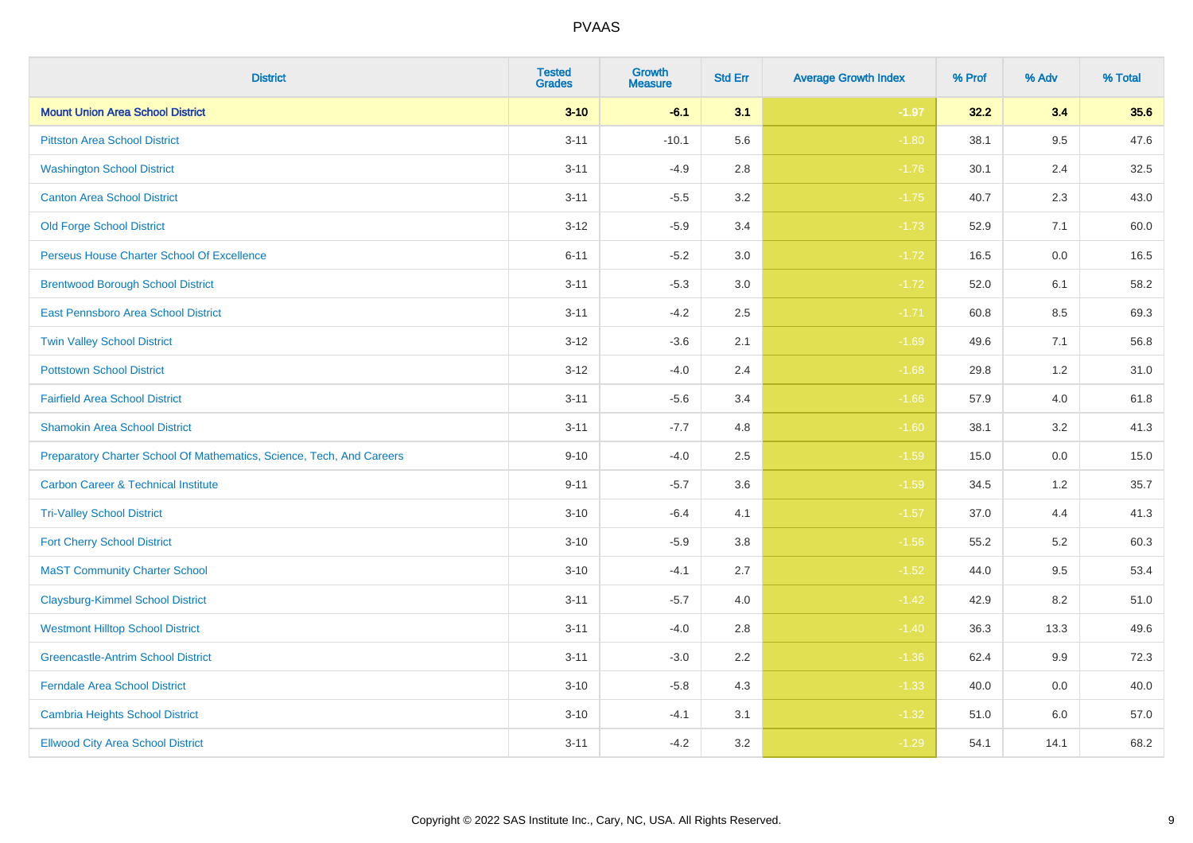| District | Tested Grades | Growth Measure | Std Err | Average Growth Index | % Prof | % Adv | % Total |
|---|---|---|---|---|---|---|---|
| **Mount Union Area School District** | **3-10** | **-6.1** | **3.1** | **-1.97** | **32.2** | **3.4** | **35.6** |
| Pittston Area School District | 3-11 | -10.1 | 5.6 | -1.80 | 38.1 | 9.5 | 47.6 |
| Washington School District | 3-11 | -4.9 | 2.8 | -1.76 | 30.1 | 2.4 | 32.5 |
| Canton Area School District | 3-11 | -5.5 | 3.2 | -1.75 | 40.7 | 2.3 | 43.0 |
| Old Forge School District | 3-12 | -5.9 | 3.4 | -1.73 | 52.9 | 7.1 | 60.0 |
| Perseus House Charter School Of Excellence | 6-11 | -5.2 | 3.0 | -1.72 | 16.5 | 0.0 | 16.5 |
| Brentwood Borough School District | 3-11 | -5.3 | 3.0 | -1.72 | 52.0 | 6.1 | 58.2 |
| East Pennsboro Area School District | 3-11 | -4.2 | 2.5 | -1.71 | 60.8 | 8.5 | 69.3 |
| Twin Valley School District | 3-12 | -3.6 | 2.1 | -1.69 | 49.6 | 7.1 | 56.8 |
| Pottstown School District | 3-12 | -4.0 | 2.4 | -1.68 | 29.8 | 1.2 | 31.0 |
| Fairfield Area School District | 3-11 | -5.6 | 3.4 | -1.66 | 57.9 | 4.0 | 61.8 |
| Shamokin Area School District | 3-11 | -7.7 | 4.8 | -1.60 | 38.1 | 3.2 | 41.3 |
| Preparatory Charter School Of Mathematics, Science, Tech, And Careers | 9-10 | -4.0 | 2.5 | -1.59 | 15.0 | 0.0 | 15.0 |
| Carbon Career & Technical Institute | 9-11 | -5.7 | 3.6 | -1.59 | 34.5 | 1.2 | 35.7 |
| Tri-Valley School District | 3-10 | -6.4 | 4.1 | -1.57 | 37.0 | 4.4 | 41.3 |
| Fort Cherry School District | 3-10 | -5.9 | 3.8 | -1.56 | 55.2 | 5.2 | 60.3 |
| MaST Community Charter School | 3-10 | -4.1 | 2.7 | -1.52 | 44.0 | 9.5 | 53.4 |
| Claysburg-Kimmel School District | 3-11 | -5.7 | 4.0 | -1.42 | 42.9 | 8.2 | 51.0 |
| Westmont Hilltop School District | 3-11 | -4.0 | 2.8 | -1.40 | 36.3 | 13.3 | 49.6 |
| Greencastle-Antrim School District | 3-11 | -3.0 | 2.2 | -1.36 | 62.4 | 9.9 | 72.3 |
| Ferndale Area School District | 3-10 | -5.8 | 4.3 | -1.33 | 40.0 | 0.0 | 40.0 |
| Cambria Heights School District | 3-10 | -4.1 | 3.1 | -1.32 | 51.0 | 6.0 | 57.0 |
| Ellwood City Area School District | 3-11 | -4.2 | 3.2 | -1.29 | 54.1 | 14.1 | 68.2 |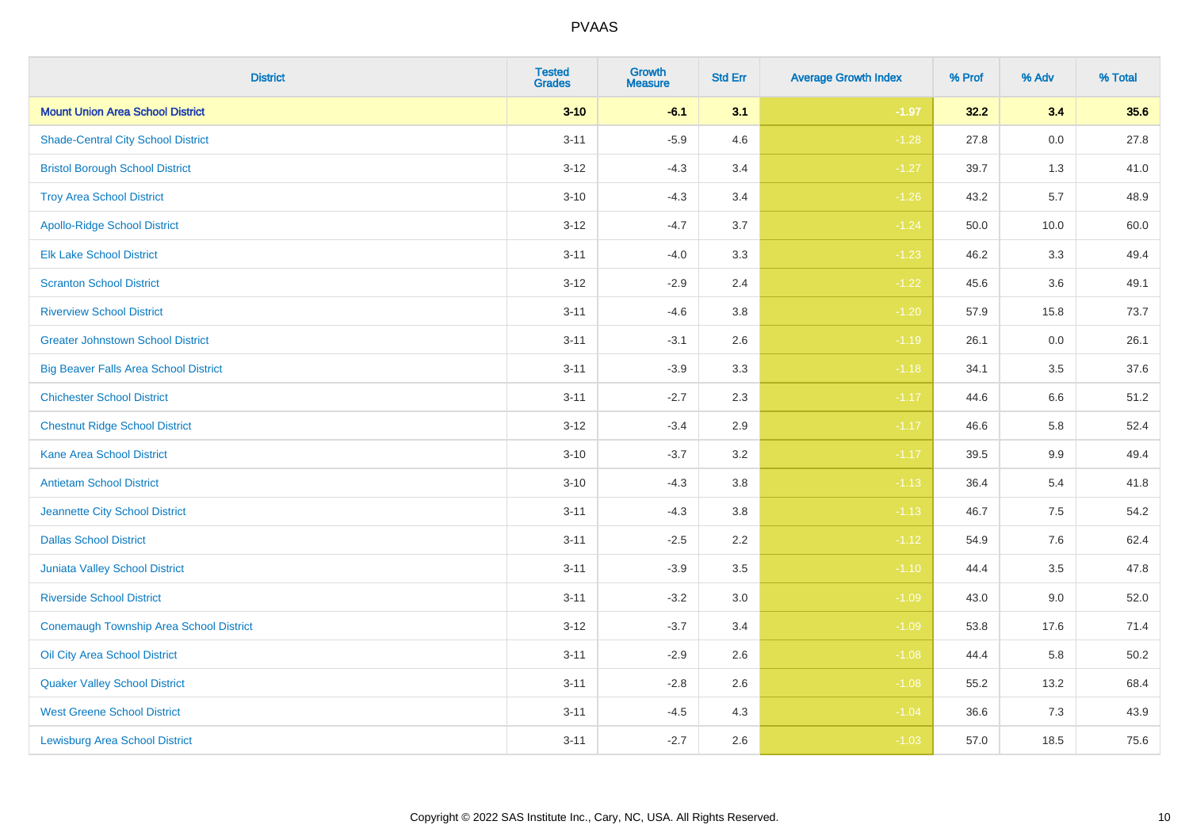| District | Tested Grades | Growth Measure | Std Err | Average Growth Index | % Prof | % Adv | % Total |
|---|---|---|---|---|---|---|---|
| **Mount Union Area School District** | **3-10** | **-6.1** | **3.1** | **-1.97** | **32.2** | **3.4** | **35.6** |
| Shade-Central City School District | 3-11 | -5.9 | 4.6 | -1.28 | 27.8 | 0.0 | 27.8 |
| Bristol Borough School District | 3-12 | -4.3 | 3.4 | -1.27 | 39.7 | 1.3 | 41.0 |
| Troy Area School District | 3-10 | -4.3 | 3.4 | -1.26 | 43.2 | 5.7 | 48.9 |
| Apollo-Ridge School District | 3-12 | -4.7 | 3.7 | -1.24 | 50.0 | 10.0 | 60.0 |
| Elk Lake School District | 3-11 | -4.0 | 3.3 | -1.23 | 46.2 | 3.3 | 49.4 |
| Scranton School District | 3-12 | -2.9 | 2.4 | -1.22 | 45.6 | 3.6 | 49.1 |
| Riverview School District | 3-11 | -4.6 | 3.8 | -1.20 | 57.9 | 15.8 | 73.7 |
| Greater Johnstown School District | 3-11 | -3.1 | 2.6 | -1.19 | 26.1 | 0.0 | 26.1 |
| Big Beaver Falls Area School District | 3-11 | -3.9 | 3.3 | -1.18 | 34.1 | 3.5 | 37.6 |
| Chichester School District | 3-11 | -2.7 | 2.3 | -1.17 | 44.6 | 6.6 | 51.2 |
| Chestnut Ridge School District | 3-12 | -3.4 | 2.9 | -1.17 | 46.6 | 5.8 | 52.4 |
| Kane Area School District | 3-10 | -3.7 | 3.2 | -1.17 | 39.5 | 9.9 | 49.4 |
| Antietam School District | 3-10 | -4.3 | 3.8 | -1.13 | 36.4 | 5.4 | 41.8 |
| Jeannette City School District | 3-11 | -4.3 | 3.8 | -1.13 | 46.7 | 7.5 | 54.2 |
| Dallas School District | 3-11 | -2.5 | 2.2 | -1.12 | 54.9 | 7.6 | 62.4 |
| Juniata Valley School District | 3-11 | -3.9 | 3.5 | -1.10 | 44.4 | 3.5 | 47.8 |
| Riverside School District | 3-11 | -3.2 | 3.0 | -1.09 | 43.0 | 9.0 | 52.0 |
| Conemaugh Township Area School District | 3-12 | -3.7 | 3.4 | -1.09 | 53.8 | 17.6 | 71.4 |
| Oil City Area School District | 3-11 | -2.9 | 2.6 | -1.08 | 44.4 | 5.8 | 50.2 |
| Quaker Valley School District | 3-11 | -2.8 | 2.6 | -1.08 | 55.2 | 13.2 | 68.4 |
| West Greene School District | 3-11 | -4.5 | 4.3 | -1.04 | 36.6 | 7.3 | 43.9 |
| Lewisburg Area School District | 3-11 | -2.7 | 2.6 | -1.03 | 57.0 | 18.5 | 75.6 |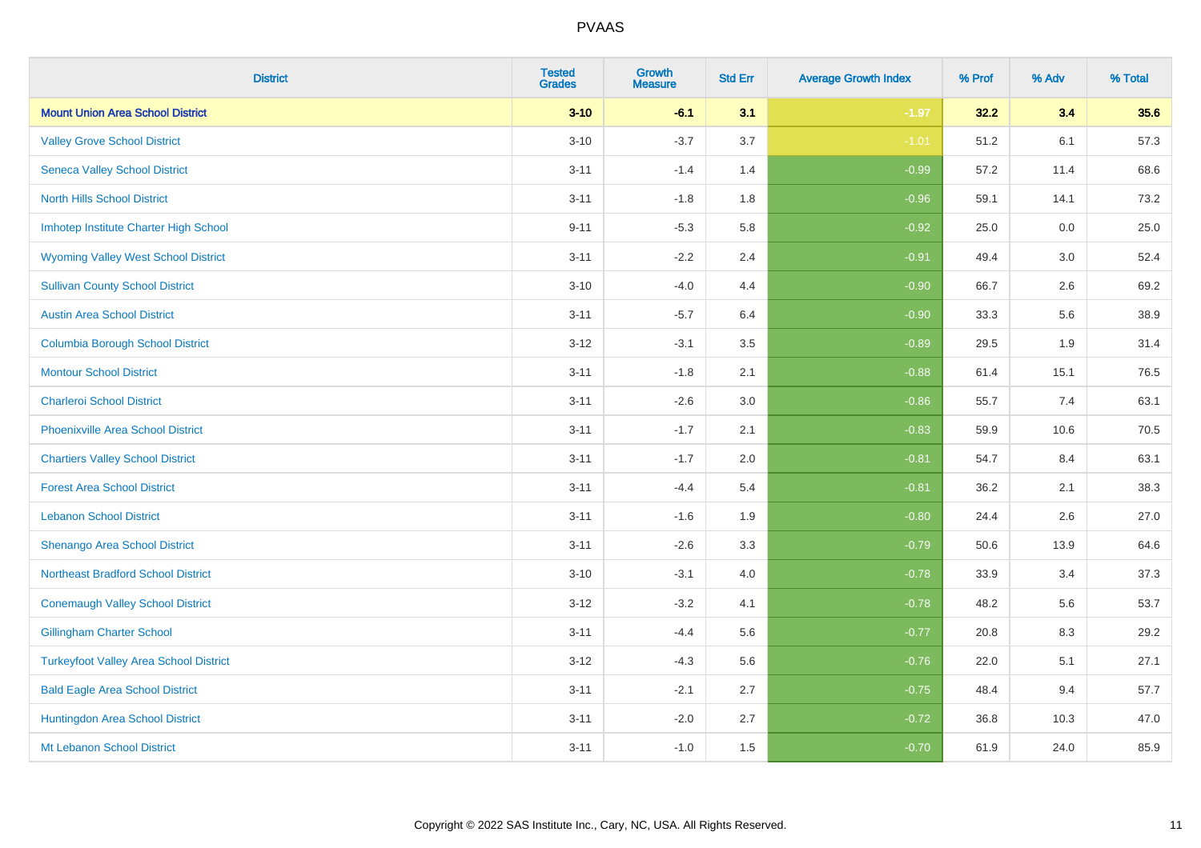| District | Tested Grades | Growth Measure | Std Err | Average Growth Index | % Prof | % Adv | % Total |
|---|---|---|---|---|---|---|---|
| **Mount Union Area School District** | **3-10** | **-6.1** | **3.1** | **-1.97** | **32.2** | **3.4** | **35.6** |
| Valley Grove School District | 3-10 | -3.7 | 3.7 | -1.01 | 51.2 | 6.1 | 57.3 |
| Seneca Valley School District | 3-11 | -1.4 | 1.4 | -0.99 | 57.2 | 11.4 | 68.6 |
| North Hills School District | 3-11 | -1.8 | 1.8 | -0.96 | 59.1 | 14.1 | 73.2 |
| Imhotep Institute Charter High School | 9-11 | -5.3 | 5.8 | -0.92 | 25.0 | 0.0 | 25.0 |
| Wyoming Valley West School District | 3-11 | -2.2 | 2.4 | -0.91 | 49.4 | 3.0 | 52.4 |
| Sullivan County School District | 3-10 | -4.0 | 4.4 | -0.90 | 66.7 | 2.6 | 69.2 |
| Austin Area School District | 3-11 | -5.7 | 6.4 | -0.90 | 33.3 | 5.6 | 38.9 |
| Columbia Borough School District | 3-12 | -3.1 | 3.5 | -0.89 | 29.5 | 1.9 | 31.4 |
| Montour School District | 3-11 | -1.8 | 2.1 | -0.88 | 61.4 | 15.1 | 76.5 |
| Charleroi School District | 3-11 | -2.6 | 3.0 | -0.86 | 55.7 | 7.4 | 63.1 |
| Phoenixville Area School District | 3-11 | -1.7 | 2.1 | -0.83 | 59.9 | 10.6 | 70.5 |
| Chartiers Valley School District | 3-11 | -1.7 | 2.0 | -0.81 | 54.7 | 8.4 | 63.1 |
| Forest Area School District | 3-11 | -4.4 | 5.4 | -0.81 | 36.2 | 2.1 | 38.3 |
| Lebanon School District | 3-11 | -1.6 | 1.9 | -0.80 | 24.4 | 2.6 | 27.0 |
| Shenango Area School District | 3-11 | -2.6 | 3.3 | -0.79 | 50.6 | 13.9 | 64.6 |
| Northeast Bradford School District | 3-10 | -3.1 | 4.0 | -0.78 | 33.9 | 3.4 | 37.3 |
| Conemaugh Valley School District | 3-12 | -3.2 | 4.1 | -0.78 | 48.2 | 5.6 | 53.7 |
| Gillingham Charter School | 3-11 | -4.4 | 5.6 | -0.77 | 20.8 | 8.3 | 29.2 |
| Turkeyfoot Valley Area School District | 3-12 | -4.3 | 5.6 | -0.76 | 22.0 | 5.1 | 27.1 |
| Bald Eagle Area School District | 3-11 | -2.1 | 2.7 | -0.75 | 48.4 | 9.4 | 57.7 |
| Huntingdon Area School District | 3-11 | -2.0 | 2.7 | -0.72 | 36.8 | 10.3 | 47.0 |
| Mt Lebanon School District | 3-11 | -1.0 | 1.5 | -0.70 | 61.9 | 24.0 | 85.9 |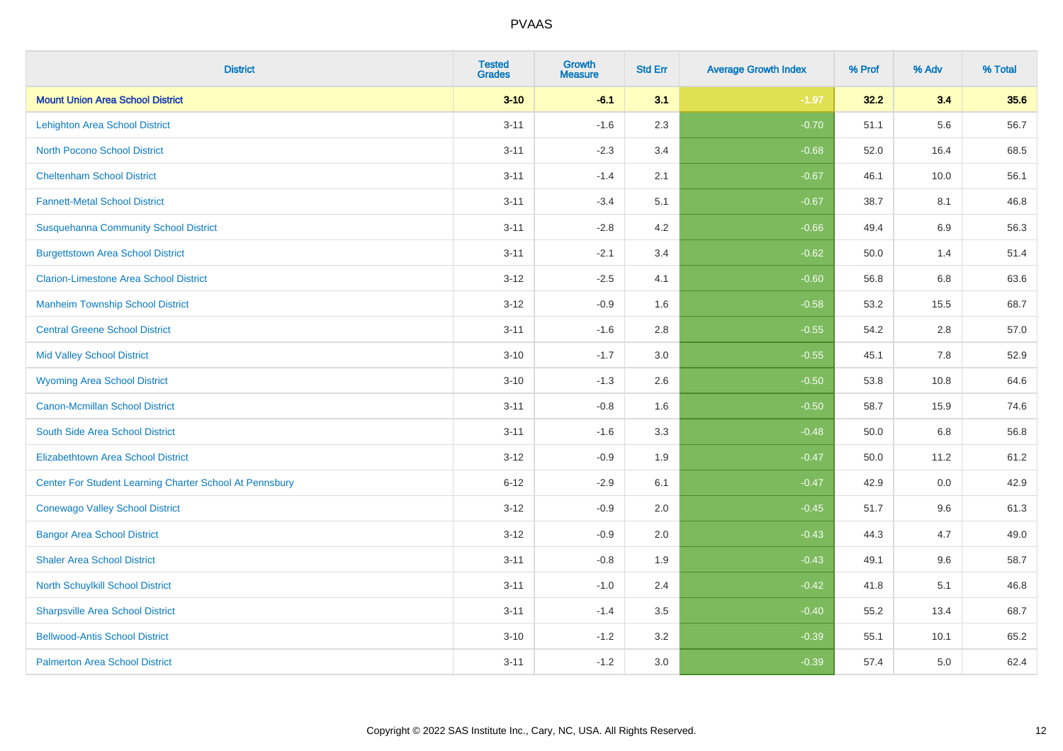| District | Tested Grades | Growth Measure | Std Err | Average Growth Index | % Prof | % Adv | % Total |
|---|---|---|---|---|---|---|---|
| **Mount Union Area School District** | **3-10** | **-6.1** | **3.1** | **-1.97** | **32.2** | **3.4** | **35.6** |
| Lehighton Area School District | 3-11 | -1.6 | 2.3 | -0.70 | 51.1 | 5.6 | 56.7 |
| North Pocono School District | 3-11 | -2.3 | 3.4 | -0.68 | 52.0 | 16.4 | 68.5 |
| Cheltenham School District | 3-11 | -1.4 | 2.1 | -0.67 | 46.1 | 10.0 | 56.1 |
| Fannett-Metal School District | 3-11 | -3.4 | 5.1 | -0.67 | 38.7 | 8.1 | 46.8 |
| Susquehanna Community School District | 3-11 | -2.8 | 4.2 | -0.66 | 49.4 | 6.9 | 56.3 |
| Burgettstown Area School District | 3-11 | -2.1 | 3.4 | -0.62 | 50.0 | 1.4 | 51.4 |
| Clarion-Limestone Area School District | 3-12 | -2.5 | 4.1 | -0.60 | 56.8 | 6.8 | 63.6 |
| Manheim Township School District | 3-12 | -0.9 | 1.6 | -0.58 | 53.2 | 15.5 | 68.7 |
| Central Greene School District | 3-11 | -1.6 | 2.8 | -0.55 | 54.2 | 2.8 | 57.0 |
| Mid Valley School District | 3-10 | -1.7 | 3.0 | -0.55 | 45.1 | 7.8 | 52.9 |
| Wyoming Area School District | 3-10 | -1.3 | 2.6 | -0.50 | 53.8 | 10.8 | 64.6 |
| Canon-Mcmillan School District | 3-11 | -0.8 | 1.6 | -0.50 | 58.7 | 15.9 | 74.6 |
| South Side Area School District | 3-11 | -1.6 | 3.3 | -0.48 | 50.0 | 6.8 | 56.8 |
| Elizabethtown Area School District | 3-12 | -0.9 | 1.9 | -0.47 | 50.0 | 11.2 | 61.2 |
| Center For Student Learning Charter School At Pennsbury | 6-12 | -2.9 | 6.1 | -0.47 | 42.9 | 0.0 | 42.9 |
| Conewago Valley School District | 3-12 | -0.9 | 2.0 | -0.45 | 51.7 | 9.6 | 61.3 |
| Bangor Area School District | 3-12 | -0.9 | 2.0 | -0.43 | 44.3 | 4.7 | 49.0 |
| Shaler Area School District | 3-11 | -0.8 | 1.9 | -0.43 | 49.1 | 9.6 | 58.7 |
| North Schuylkill School District | 3-11 | -1.0 | 2.4 | -0.42 | 41.8 | 5.1 | 46.8 |
| Sharpsville Area School District | 3-11 | -1.4 | 3.5 | -0.40 | 55.2 | 13.4 | 68.7 |
| Bellwood-Antis School District | 3-10 | -1.2 | 3.2 | -0.39 | 55.1 | 10.1 | 65.2 |
| Palmerton Area School District | 3-11 | -1.2 | 3.0 | -0.39 | 57.4 | 5.0 | 62.4 |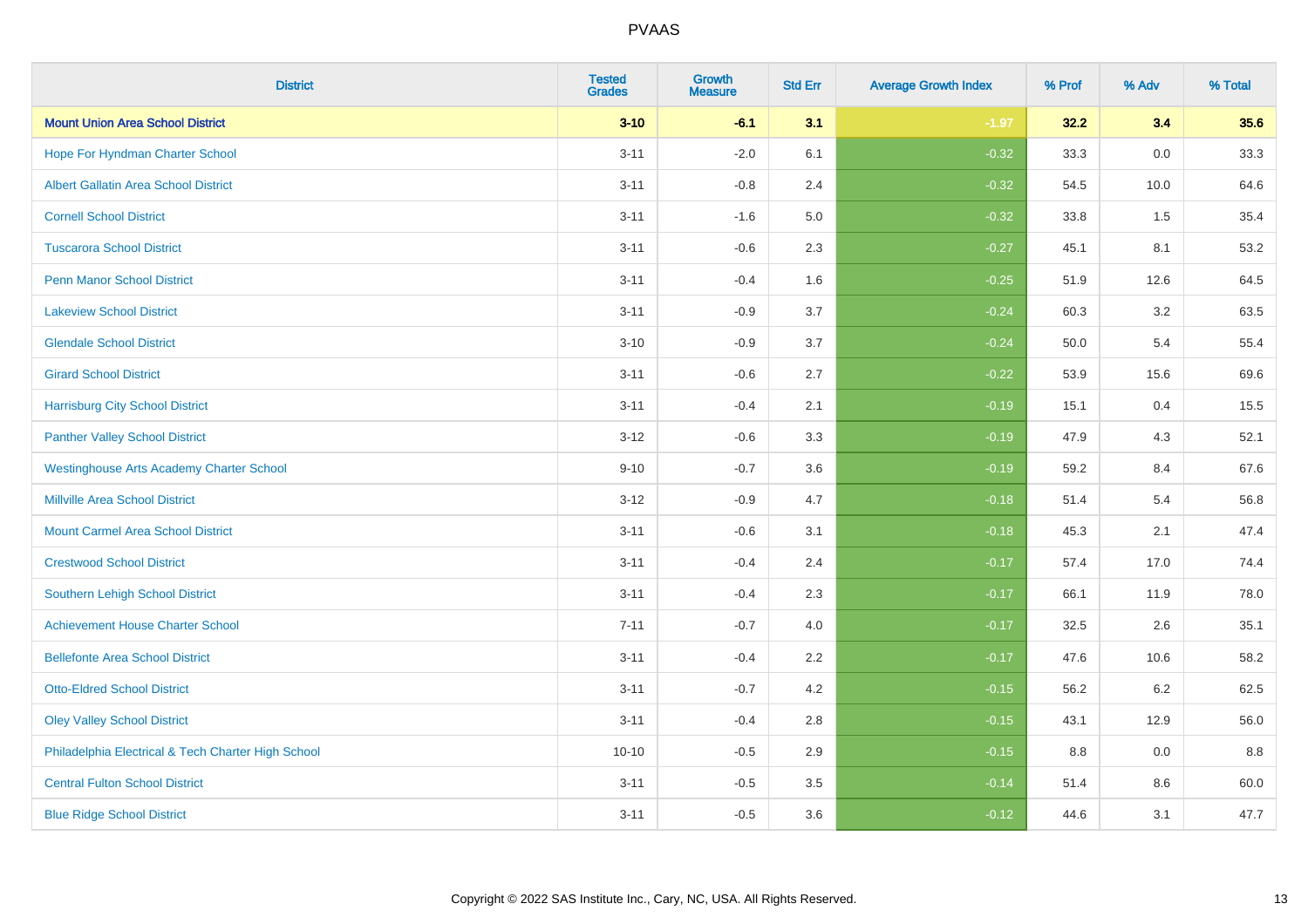# PVAAS

| District | Tested Grades | Growth Measure | Std Err | Average Growth Index | % Prof | % Adv | % Total |
|---|---|---|---|---|---|---|---|
| **Mount Union Area School District** | **3-10** | **-6.1** | **3.1** | **-1.97** | **32.2** | **3.4** | **35.6** |
| Hope For Hyndman Charter School | 3-11 | -2.0 | 6.1 | -0.32 | 33.3 | 0.0 | 33.3 |
| Albert Gallatin Area School District | 3-11 | -0.8 | 2.4 | -0.32 | 54.5 | 10.0 | 64.6 |
| Cornell School District | 3-11 | -1.6 | 5.0 | -0.32 | 33.8 | 1.5 | 35.4 |
| Tuscarora School District | 3-11 | -0.6 | 2.3 | -0.27 | 45.1 | 8.1 | 53.2 |
| Penn Manor School District | 3-11 | -0.4 | 1.6 | -0.25 | 51.9 | 12.6 | 64.5 |
| Lakeview School District | 3-11 | -0.9 | 3.7 | -0.24 | 60.3 | 3.2 | 63.5 |
| Glendale School District | 3-10 | -0.9 | 3.7 | -0.24 | 50.0 | 5.4 | 55.4 |
| Girard School District | 3-11 | -0.6 | 2.7 | -0.22 | 53.9 | 15.6 | 69.6 |
| Harrisburg City School District | 3-11 | -0.4 | 2.1 | -0.19 | 15.1 | 0.4 | 15.5 |
| Panther Valley School District | 3-12 | -0.6 | 3.3 | -0.19 | 47.9 | 4.3 | 52.1 |
| Westinghouse Arts Academy Charter School | 9-10 | -0.7 | 3.6 | -0.19 | 59.2 | 8.4 | 67.6 |
| Millville Area School District | 3-12 | -0.9 | 4.7 | -0.18 | 51.4 | 5.4 | 56.8 |
| Mount Carmel Area School District | 3-11 | -0.6 | 3.1 | -0.18 | 45.3 | 2.1 | 47.4 |
| Crestwood School District | 3-11 | -0.4 | 2.4 | -0.17 | 57.4 | 17.0 | 74.4 |
| Southern Lehigh School District | 3-11 | -0.4 | 2.3 | -0.17 | 66.1 | 11.9 | 78.0 |
| Achievement House Charter School | 7-11 | -0.7 | 4.0 | -0.17 | 32.5 | 2.6 | 35.1 |
| Bellefonte Area School District | 3-11 | -0.4 | 2.2 | -0.17 | 47.6 | 10.6 | 58.2 |
| Otto-Eldred School District | 3-11 | -0.7 | 4.2 | -0.15 | 56.2 | 6.2 | 62.5 |
| Oley Valley School District | 3-11 | -0.4 | 2.8 | -0.15 | 43.1 | 12.9 | 56.0 |
| Philadelphia Electrical & Tech Charter High School | 10-10 | -0.5 | 2.9 | -0.15 | 8.8 | 0.0 | 8.8 |
| Central Fulton School District | 3-11 | -0.5 | 3.5 | -0.14 | 51.4 | 8.6 | 60.0 |
| Blue Ridge School District | 3-11 | -0.5 | 3.6 | -0.12 | 44.6 | 3.1 | 47.7 |

Copyright © 2022 SAS Institute Inc., Cary, NC, USA. All Rights Reserved.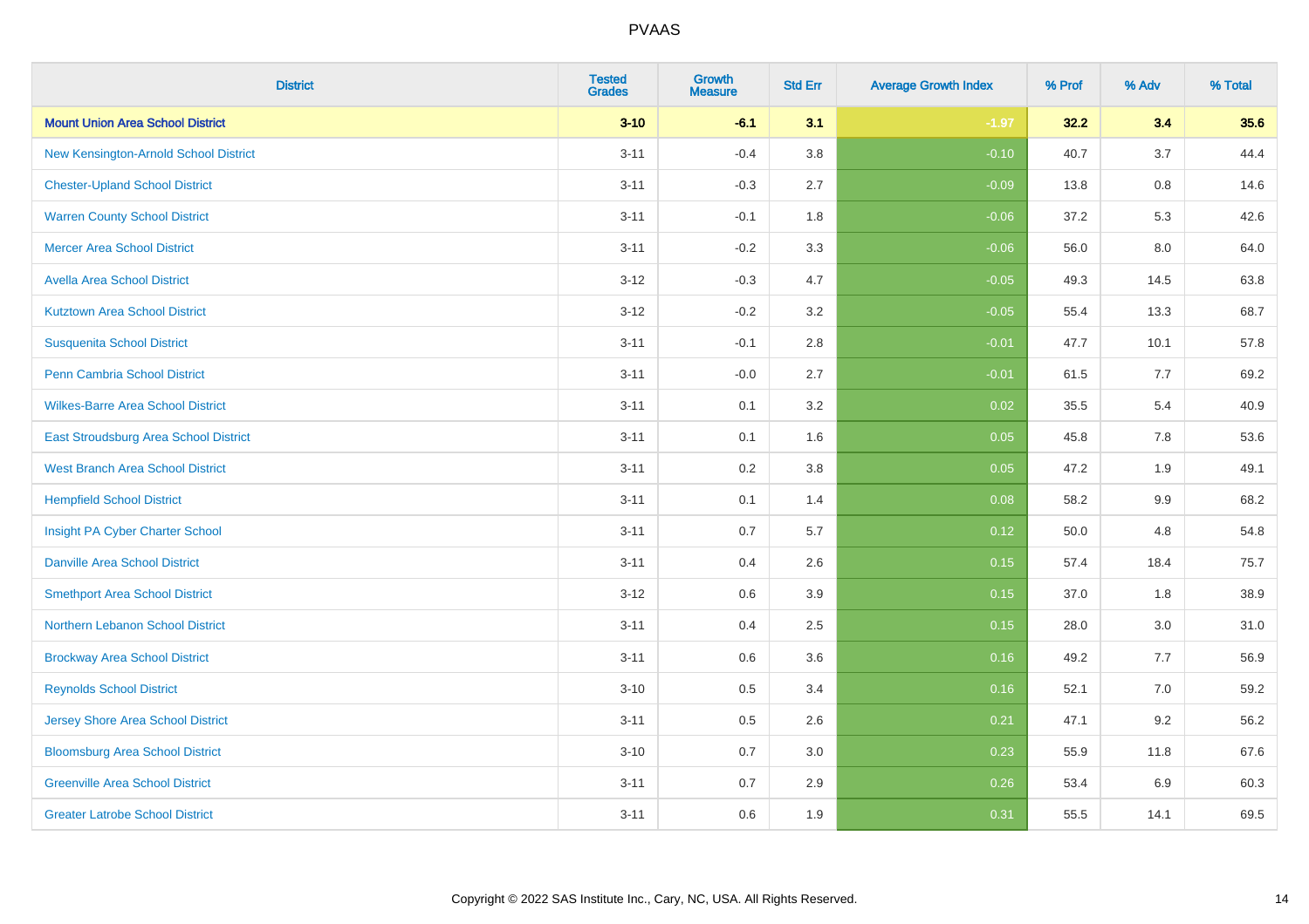| District | Tested Grades | Growth Measure | Std Err | Average Growth Index | % Prof | % Adv | % Total |
|---|---|---|---|---|---|---|---|
| **Mount Union Area School District** | **3-10** | **-6.1** | **3.1** | **-1.97** | **32.2** | **3.4** | **35.6** |
| New Kensington-Arnold School District | 3-11 | -0.4 | 3.8 | -0.10 | 40.7 | 3.7 | 44.4 |
| Chester-Upland School District | 3-11 | -0.3 | 2.7 | -0.09 | 13.8 | 0.8 | 14.6 |
| Warren County School District | 3-11 | -0.1 | 1.8 | -0.06 | 37.2 | 5.3 | 42.6 |
| Mercer Area School District | 3-11 | -0.2 | 3.3 | -0.06 | 56.0 | 8.0 | 64.0 |
| Avella Area School District | 3-12 | -0.3 | 4.7 | -0.05 | 49.3 | 14.5 | 63.8 |
| Kutztown Area School District | 3-12 | -0.2 | 3.2 | -0.05 | 55.4 | 13.3 | 68.7 |
| Susquenita School District | 3-11 | -0.1 | 2.8 | -0.01 | 47.7 | 10.1 | 57.8 |
| Penn Cambria School District | 3-11 | -0.0 | 2.7 | -0.01 | 61.5 | 7.7 | 69.2 |
| Wilkes-Barre Area School District | 3-11 | 0.1 | 3.2 | 0.02 | 35.5 | 5.4 | 40.9 |
| East Stroudsburg Area School District | 3-11 | 0.1 | 1.6 | 0.05 | 45.8 | 7.8 | 53.6 |
| West Branch Area School District | 3-11 | 0.2 | 3.8 | 0.05 | 47.2 | 1.9 | 49.1 |
| Hempfield School District | 3-11 | 0.1 | 1.4 | 0.08 | 58.2 | 9.9 | 68.2 |
| Insight PA Cyber Charter School | 3-11 | 0.7 | 5.7 | 0.12 | 50.0 | 4.8 | 54.8 |
| Danville Area School District | 3-11 | 0.4 | 2.6 | 0.15 | 57.4 | 18.4 | 75.7 |
| Smethport Area School District | 3-12 | 0.6 | 3.9 | 0.15 | 37.0 | 1.8 | 38.9 |
| Northern Lebanon School District | 3-11 | 0.4 | 2.5 | 0.15 | 28.0 | 3.0 | 31.0 |
| Brockway Area School District | 3-11 | 0.6 | 3.6 | 0.16 | 49.2 | 7.7 | 56.9 |
| Reynolds School District | 3-10 | 0.5 | 3.4 | 0.16 | 52.1 | 7.0 | 59.2 |
| Jersey Shore Area School District | 3-11 | 0.5 | 2.6 | 0.21 | 47.1 | 9.2 | 56.2 |
| Bloomsburg Area School District | 3-10 | 0.7 | 3.0 | 0.23 | 55.9 | 11.8 | 67.6 |
| Greenville Area School District | 3-11 | 0.7 | 2.9 | 0.26 | 53.4 | 6.9 | 60.3 |
| Greater Latrobe School District | 3-11 | 0.6 | 1.9 | 0.31 | 55.5 | 14.1 | 69.5 |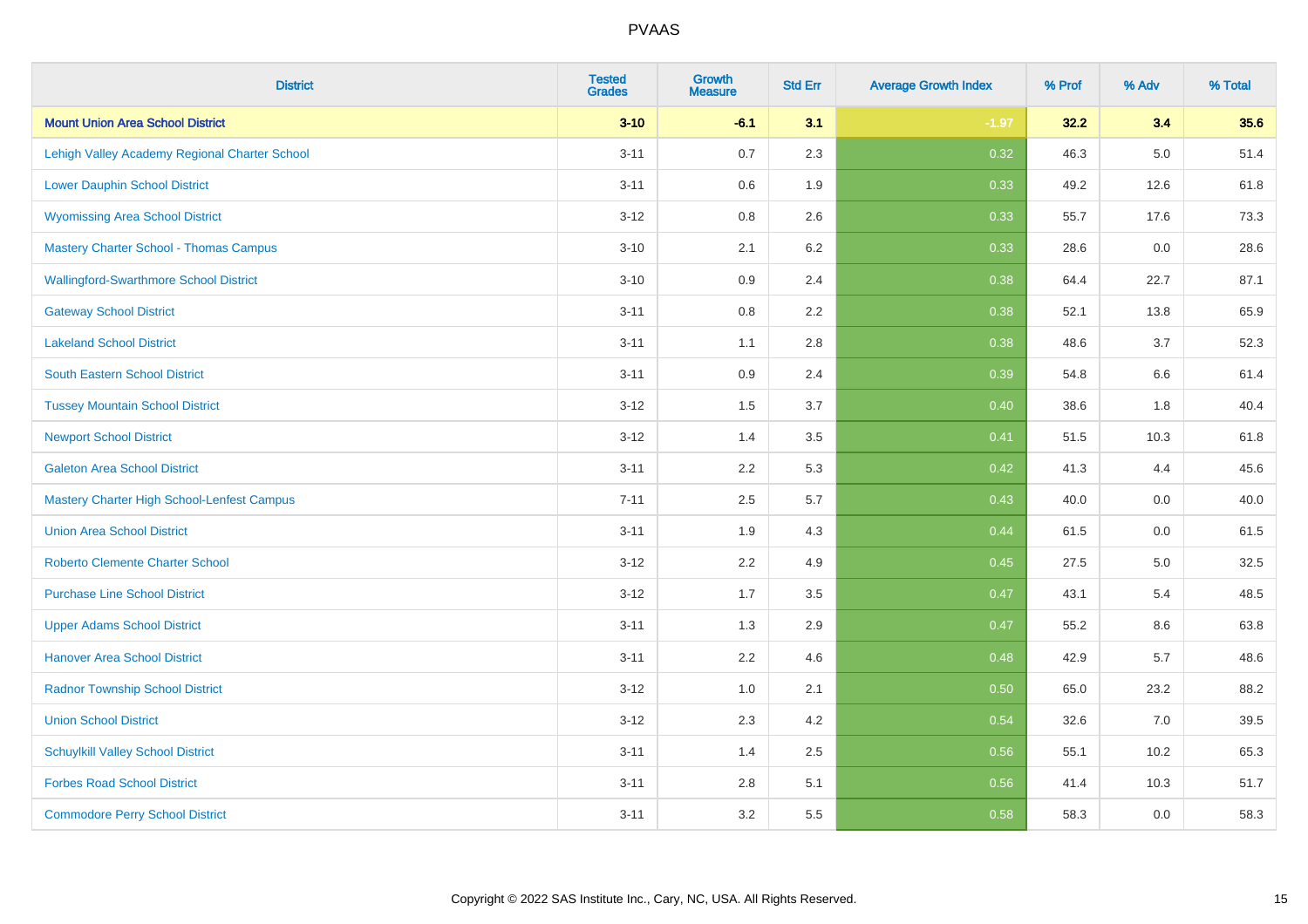PVAAS

| District | Tested Grades | Growth Measure | Std Err | Average Growth Index | % Prof | % Adv | % Total |
|---|---|---|---|---|---|---|---|
| **Mount Union Area School District** | **3-10** | **-6.1** | **3.1** | **-1.97** | **32.2** | **3.4** | **35.6** |
| Lehigh Valley Academy Regional Charter School | 3-11 | 0.7 | 2.3 | 0.32 | 46.3 | 5.0 | 51.4 |
| Lower Dauphin School District | 3-11 | 0.6 | 1.9 | 0.33 | 49.2 | 12.6 | 61.8 |
| Wyomissing Area School District | 3-12 | 0.8 | 2.6 | 0.33 | 55.7 | 17.6 | 73.3 |
| Mastery Charter School - Thomas Campus | 3-10 | 2.1 | 6.2 | 0.33 | 28.6 | 0.0 | 28.6 |
| Wallingford-Swarthmore School District | 3-10 | 0.9 | 2.4 | 0.38 | 64.4 | 22.7 | 87.1 |
| Gateway School District | 3-11 | 0.8 | 2.2 | 0.38 | 52.1 | 13.8 | 65.9 |
| Lakeland School District | 3-11 | 1.1 | 2.8 | 0.38 | 48.6 | 3.7 | 52.3 |
| South Eastern School District | 3-11 | 0.9 | 2.4 | 0.39 | 54.8 | 6.6 | 61.4 |
| Tussey Mountain School District | 3-12 | 1.5 | 3.7 | 0.40 | 38.6 | 1.8 | 40.4 |
| Newport School District | 3-12 | 1.4 | 3.5 | 0.41 | 51.5 | 10.3 | 61.8 |
| Galeton Area School District | 3-11 | 2.2 | 5.3 | 0.42 | 41.3 | 4.4 | 45.6 |
| Mastery Charter High School-Lenfest Campus | 7-11 | 2.5 | 5.7 | 0.43 | 40.0 | 0.0 | 40.0 |
| Union Area School District | 3-11 | 1.9 | 4.3 | 0.44 | 61.5 | 0.0 | 61.5 |
| Roberto Clemente Charter School | 3-12 | 2.2 | 4.9 | 0.45 | 27.5 | 5.0 | 32.5 |
| Purchase Line School District | 3-12 | 1.7 | 3.5 | 0.47 | 43.1 | 5.4 | 48.5 |
| Upper Adams School District | 3-11 | 1.3 | 2.9 | 0.47 | 55.2 | 8.6 | 63.8 |
| Hanover Area School District | 3-11 | 2.2 | 4.6 | 0.48 | 42.9 | 5.7 | 48.6 |
| Radnor Township School District | 3-12 | 1.0 | 2.1 | 0.50 | 65.0 | 23.2 | 88.2 |
| Union School District | 3-12 | 2.3 | 4.2 | 0.54 | 32.6 | 7.0 | 39.5 |
| Schuylkill Valley School District | 3-11 | 1.4 | 2.5 | 0.56 | 55.1 | 10.2 | 65.3 |
| Forbes Road School District | 3-11 | 2.8 | 5.1 | 0.56 | 41.4 | 10.3 | 51.7 |
| Commodore Perry School District | 3-11 | 3.2 | 5.5 | 0.58 | 58.3 | 0.0 | 58.3 |

Copyright © 2022 SAS Institute Inc., Cary, NC, USA. All Rights Reserved.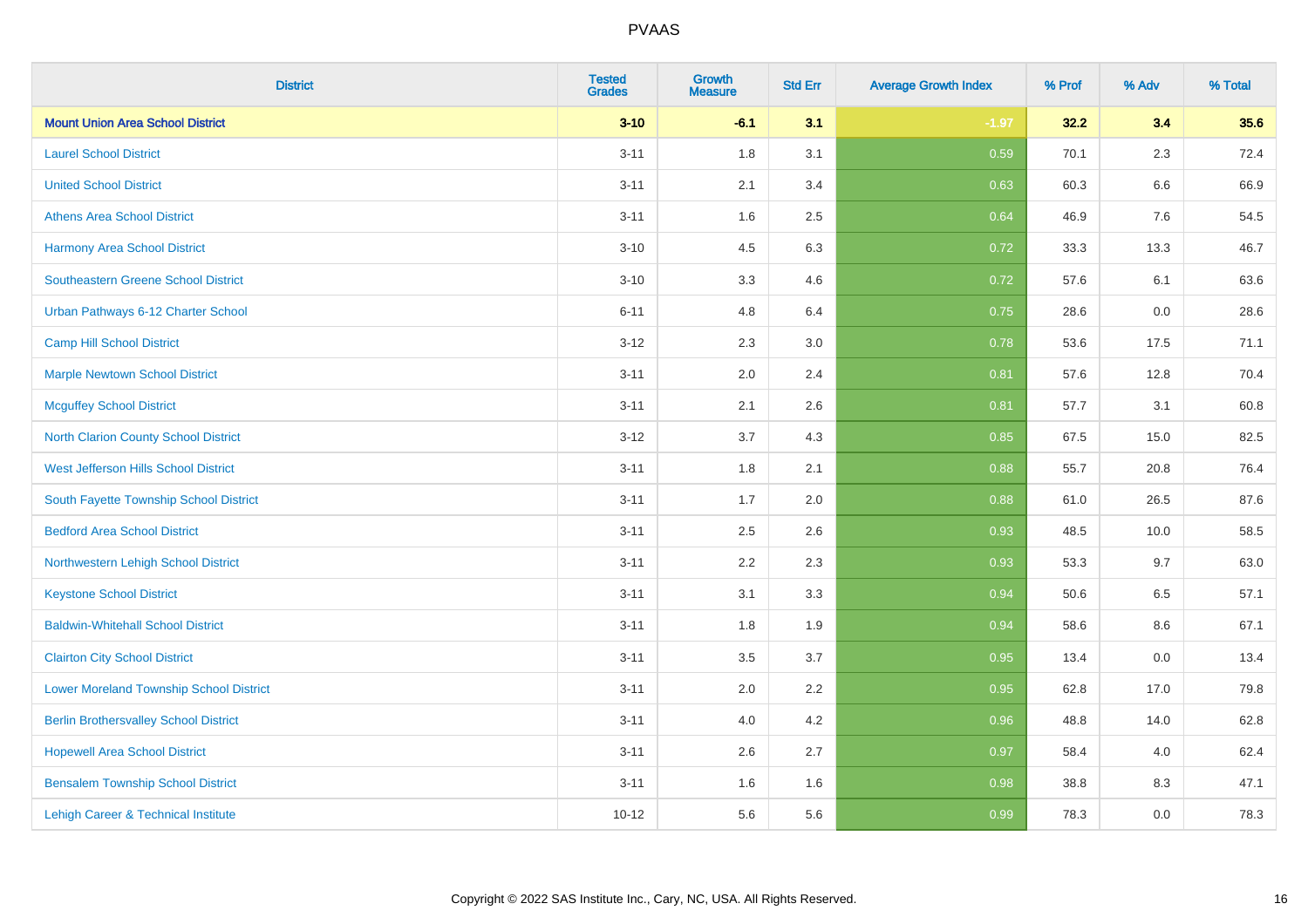| District | Tested Grades | Growth Measure | Std Err | Average Growth Index | % Prof | % Adv | % Total |
|---|---|---|---|---|---|---|---|
| **Mount Union Area School District** | **3-10** | **-6.1** | **3.1** | **-1.97** | **32.2** | **3.4** | **35.6** |
| Laurel School District | 3-11 | 1.8 | 3.1 | 0.59 | 70.1 | 2.3 | 72.4 |
| United School District | 3-11 | 2.1 | 3.4 | 0.63 | 60.3 | 6.6 | 66.9 |
| Athens Area School District | 3-11 | 1.6 | 2.5 | 0.64 | 46.9 | 7.6 | 54.5 |
| Harmony Area School District | 3-10 | 4.5 | 6.3 | 0.72 | 33.3 | 13.3 | 46.7 |
| Southeastern Greene School District | 3-10 | 3.3 | 4.6 | 0.72 | 57.6 | 6.1 | 63.6 |
| Urban Pathways 6-12 Charter School | 6-11 | 4.8 | 6.4 | 0.75 | 28.6 | 0.0 | 28.6 |
| Camp Hill School District | 3-12 | 2.3 | 3.0 | 0.78 | 53.6 | 17.5 | 71.1 |
| Marple Newtown School District | 3-11 | 2.0 | 2.4 | 0.81 | 57.6 | 12.8 | 70.4 |
| Mcguffey School District | 3-11 | 2.1 | 2.6 | 0.81 | 57.7 | 3.1 | 60.8 |
| North Clarion County School District | 3-12 | 3.7 | 4.3 | 0.85 | 67.5 | 15.0 | 82.5 |
| West Jefferson Hills School District | 3-11 | 1.8 | 2.1 | 0.88 | 55.7 | 20.8 | 76.4 |
| South Fayette Township School District | 3-11 | 1.7 | 2.0 | 0.88 | 61.0 | 26.5 | 87.6 |
| Bedford Area School District | 3-11 | 2.5 | 2.6 | 0.93 | 48.5 | 10.0 | 58.5 |
| Northwestern Lehigh School District | 3-11 | 2.2 | 2.3 | 0.93 | 53.3 | 9.7 | 63.0 |
| Keystone School District | 3-11 | 3.1 | 3.3 | 0.94 | 50.6 | 6.5 | 57.1 |
| Baldwin-Whitehall School District | 3-11 | 1.8 | 1.9 | 0.94 | 58.6 | 8.6 | 67.1 |
| Clairton City School District | 3-11 | 3.5 | 3.7 | 0.95 | 13.4 | 0.0 | 13.4 |
| Lower Moreland Township School District | 3-11 | 2.0 | 2.2 | 0.95 | 62.8 | 17.0 | 79.8 |
| Berlin Brothersvalley School District | 3-11 | 4.0 | 4.2 | 0.96 | 48.8 | 14.0 | 62.8 |
| Hopewell Area School District | 3-11 | 2.6 | 2.7 | 0.97 | 58.4 | 4.0 | 62.4 |
| Bensalem Township School District | 3-11 | 1.6 | 1.6 | 0.98 | 38.8 | 8.3 | 47.1 |
| Lehigh Career & Technical Institute | 10-12 | 5.6 | 5.6 | 0.99 | 78.3 | 0.0 | 78.3 |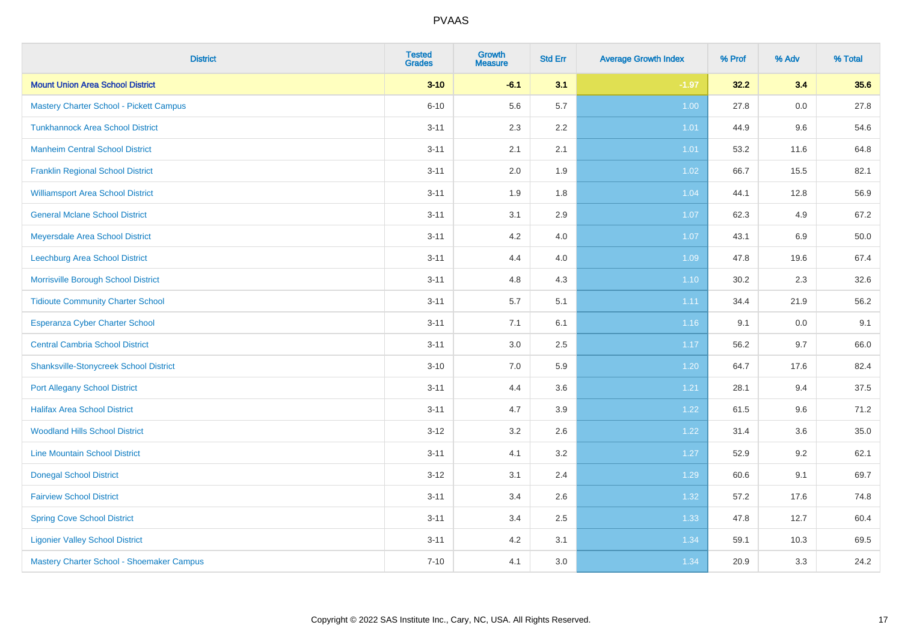# PVAAS

| District | Tested Grades | Growth Measure | Std Err | Average Growth Index | % Prof | % Adv | % Total |
|---|---|---|---|---|---|---|---|
| **Mount Union Area School District** | **3-10** | **-6.1** | **3.1** | **-1.97** | **32.2** | **3.4** | **35.6** |
| Mastery Charter School - Pickett Campus | 6-10 | 5.6 | 5.7 | 1.00 | 27.8 | 0.0 | 27.8 |
| Tunkhannock Area School District | 3-11 | 2.3 | 2.2 | 1.01 | 44.9 | 9.6 | 54.6 |
| Manheim Central School District | 3-11 | 2.1 | 2.1 | 1.01 | 53.2 | 11.6 | 64.8 |
| Franklin Regional School District | 3-11 | 2.0 | 1.9 | 1.02 | 66.7 | 15.5 | 82.1 |
| Williamsport Area School District | 3-11 | 1.9 | 1.8 | 1.04 | 44.1 | 12.8 | 56.9 |
| General Mclane School District | 3-11 | 3.1 | 2.9 | 1.07 | 62.3 | 4.9 | 67.2 |
| Meyersdale Area School District | 3-11 | 4.2 | 4.0 | 1.07 | 43.1 | 6.9 | 50.0 |
| Leechburg Area School District | 3-11 | 4.4 | 4.0 | 1.09 | 47.8 | 19.6 | 67.4 |
| Morrisville Borough School District | 3-11 | 4.8 | 4.3 | 1.10 | 30.2 | 2.3 | 32.6 |
| Tidioute Community Charter School | 3-11 | 5.7 | 5.1 | 1.11 | 34.4 | 21.9 | 56.2 |
| Esperanza Cyber Charter School | 3-11 | 7.1 | 6.1 | 1.16 | 9.1 | 0.0 | 9.1 |
| Central Cambria School District | 3-11 | 3.0 | 2.5 | 1.17 | 56.2 | 9.7 | 66.0 |
| Shanksville-Stonycreek School District | 3-10 | 7.0 | 5.9 | 1.20 | 64.7 | 17.6 | 82.4 |
| Port Allegany School District | 3-11 | 4.4 | 3.6 | 1.21 | 28.1 | 9.4 | 37.5 |
| Halifax Area School District | 3-11 | 4.7 | 3.9 | 1.22 | 61.5 | 9.6 | 71.2 |
| Woodland Hills School District | 3-12 | 3.2 | 2.6 | 1.22 | 31.4 | 3.6 | 35.0 |
| Line Mountain School District | 3-11 | 4.1 | 3.2 | 1.27 | 52.9 | 9.2 | 62.1 |
| Donegal School District | 3-12 | 3.1 | 2.4 | 1.29 | 60.6 | 9.1 | 69.7 |
| Fairview School District | 3-11 | 3.4 | 2.6 | 1.32 | 57.2 | 17.6 | 74.8 |
| Spring Cove School District | 3-11 | 3.4 | 2.5 | 1.33 | 47.8 | 12.7 | 60.4 |
| Ligonier Valley School District | 3-11 | 4.2 | 3.1 | 1.34 | 59.1 | 10.3 | 69.5 |
| Mastery Charter School - Shoemaker Campus | 7-10 | 4.1 | 3.0 | 1.34 | 20.9 | 3.3 | 24.2 |

Copyright © 2022 SAS Institute Inc., Cary, NC, USA. All Rights Reserved.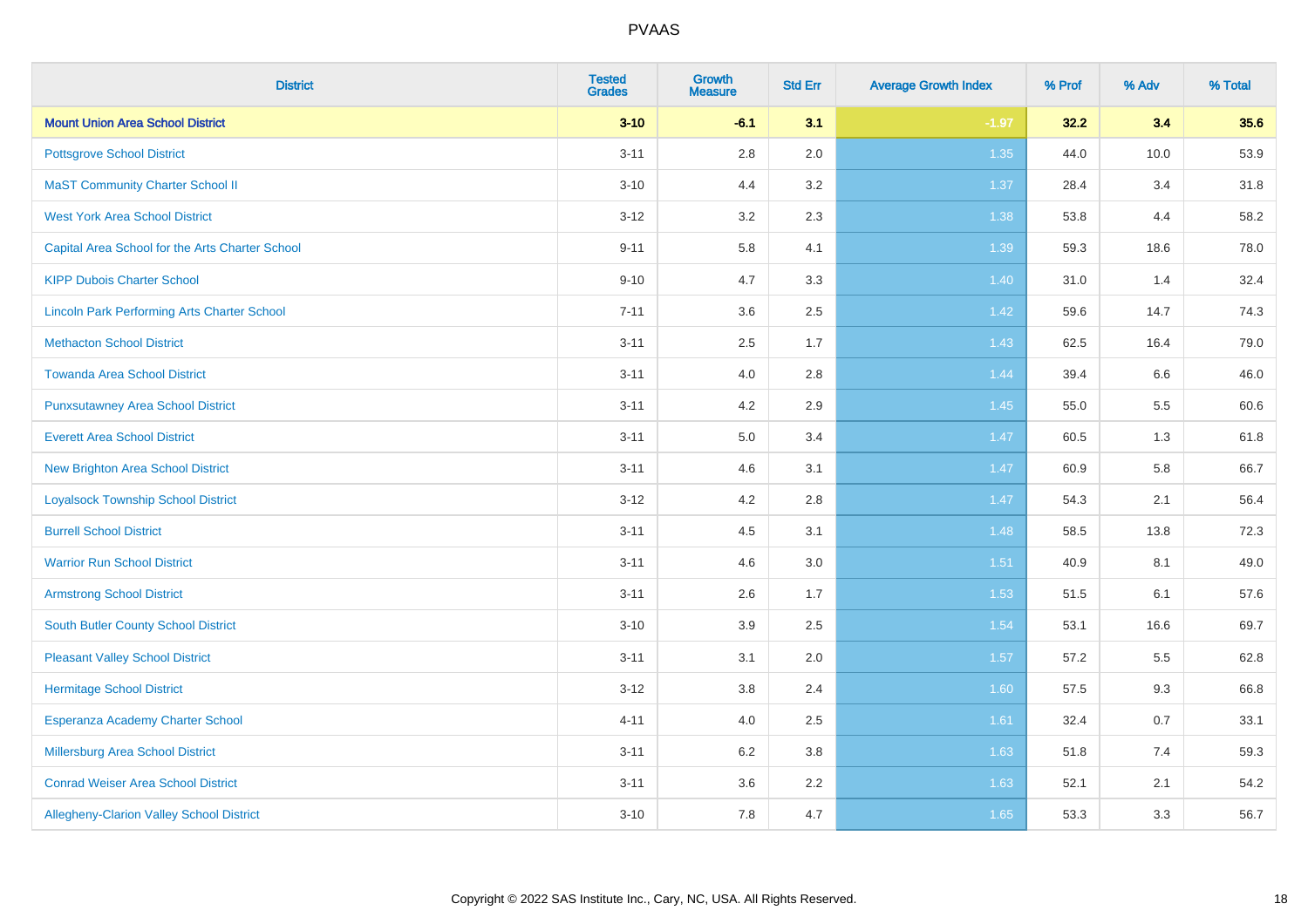| District | Tested Grades | Growth Measure | Std Err | Average Growth Index | % Prof | % Adv | % Total |
|---|---|---|---|---|---|---|---|
| **Mount Union Area School District** | **3-10** | **-6.1** | **3.1** | **-1.97** | **32.2** | **3.4** | **35.6** |
| Pottsgrove School District | 3-11 | 2.8 | 2.0 | 1.35 | 44.0 | 10.0 | 53.9 |
| MaST Community Charter School II | 3-10 | 4.4 | 3.2 | 1.37 | 28.4 | 3.4 | 31.8 |
| West York Area School District | 3-12 | 3.2 | 2.3 | 1.38 | 53.8 | 4.4 | 58.2 |
| Capital Area School for the Arts Charter School | 9-11 | 5.8 | 4.1 | 1.39 | 59.3 | 18.6 | 78.0 |
| KIPP Dubois Charter School | 9-10 | 4.7 | 3.3 | 1.40 | 31.0 | 1.4 | 32.4 |
| Lincoln Park Performing Arts Charter School | 7-11 | 3.6 | 2.5 | 1.42 | 59.6 | 14.7 | 74.3 |
| Methacton School District | 3-11 | 2.5 | 1.7 | 1.43 | 62.5 | 16.4 | 79.0 |
| Towanda Area School District | 3-11 | 4.0 | 2.8 | 1.44 | 39.4 | 6.6 | 46.0 |
| Punxsutawney Area School District | 3-11 | 4.2 | 2.9 | 1.45 | 55.0 | 5.5 | 60.6 |
| Everett Area School District | 3-11 | 5.0 | 3.4 | 1.47 | 60.5 | 1.3 | 61.8 |
| New Brighton Area School District | 3-11 | 4.6 | 3.1 | 1.47 | 60.9 | 5.8 | 66.7 |
| Loyalsock Township School District | 3-12 | 4.2 | 2.8 | 1.47 | 54.3 | 2.1 | 56.4 |
| Burrell School District | 3-11 | 4.5 | 3.1 | 1.48 | 58.5 | 13.8 | 72.3 |
| Warrior Run School District | 3-11 | 4.6 | 3.0 | 1.51 | 40.9 | 8.1 | 49.0 |
| Armstrong School District | 3-11 | 2.6 | 1.7 | 1.53 | 51.5 | 6.1 | 57.6 |
| South Butler County School District | 3-10 | 3.9 | 2.5 | 1.54 | 53.1 | 16.6 | 69.7 |
| Pleasant Valley School District | 3-11 | 3.1 | 2.0 | 1.57 | 57.2 | 5.5 | 62.8 |
| Hermitage School District | 3-12 | 3.8 | 2.4 | 1.60 | 57.5 | 9.3 | 66.8 |
| Esperanza Academy Charter School | 4-11 | 4.0 | 2.5 | 1.61 | 32.4 | 0.7 | 33.1 |
| Millersburg Area School District | 3-11 | 6.2 | 3.8 | 1.63 | 51.8 | 7.4 | 59.3 |
| Conrad Weiser Area School District | 3-11 | 3.6 | 2.2 | 1.63 | 52.1 | 2.1 | 54.2 |
| Allegheny-Clarion Valley School District | 3-10 | 7.8 | 4.7 | 1.65 | 53.3 | 3.3 | 56.7 |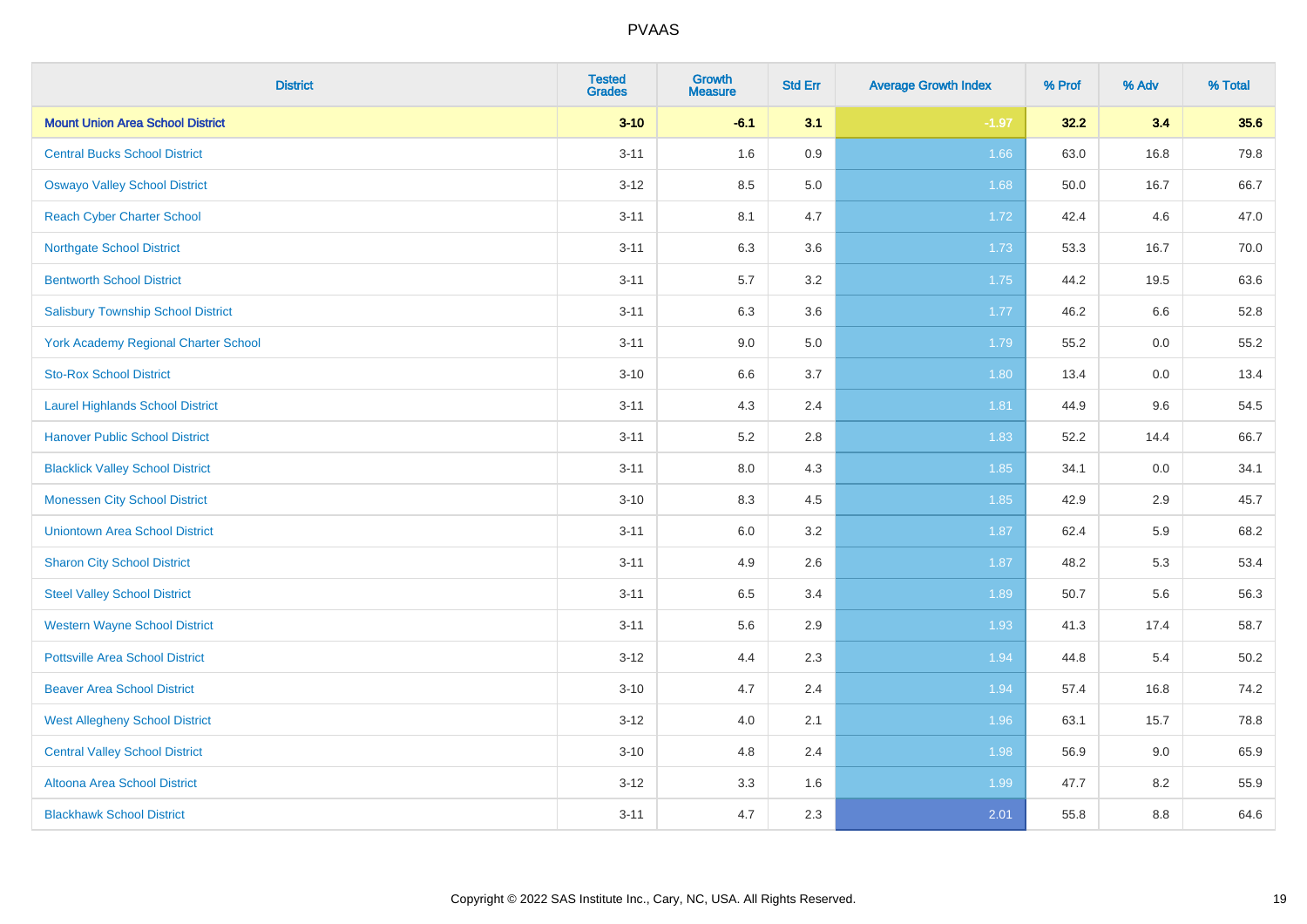PVAAS

| District | Tested Grades | Growth Measure | Std Err | Average Growth Index | % Prof | % Adv | % Total |
|---|---|---|---|---|---|---|---|
| **Mount Union Area School District** | **3-10** | **-6.1** | **3.1** | **-1.97** | **32.2** | **3.4** | **35.6** |
| Central Bucks School District | 3-11 | 1.6 | 0.9 | 1.66 | 63.0 | 16.8 | 79.8 |
| Oswayo Valley School District | 3-12 | 8.5 | 5.0 | 1.68 | 50.0 | 16.7 | 66.7 |
| Reach Cyber Charter School | 3-11 | 8.1 | 4.7 | 1.72 | 42.4 | 4.6 | 47.0 |
| Northgate School District | 3-11 | 6.3 | 3.6 | 1.73 | 53.3 | 16.7 | 70.0 |
| Bentworth School District | 3-11 | 5.7 | 3.2 | 1.75 | 44.2 | 19.5 | 63.6 |
| Salisbury Township School District | 3-11 | 6.3 | 3.6 | 1.77 | 46.2 | 6.6 | 52.8 |
| York Academy Regional Charter School | 3-11 | 9.0 | 5.0 | 1.79 | 55.2 | 0.0 | 55.2 |
| Sto-Rox School District | 3-10 | 6.6 | 3.7 | 1.80 | 13.4 | 0.0 | 13.4 |
| Laurel Highlands School District | 3-11 | 4.3 | 2.4 | 1.81 | 44.9 | 9.6 | 54.5 |
| Hanover Public School District | 3-11 | 5.2 | 2.8 | 1.83 | 52.2 | 14.4 | 66.7 |
| Blacklick Valley School District | 3-11 | 8.0 | 4.3 | 1.85 | 34.1 | 0.0 | 34.1 |
| Monessen City School District | 3-10 | 8.3 | 4.5 | 1.85 | 42.9 | 2.9 | 45.7 |
| Uniontown Area School District | 3-11 | 6.0 | 3.2 | 1.87 | 62.4 | 5.9 | 68.2 |
| Sharon City School District | 3-11 | 4.9 | 2.6 | 1.87 | 48.2 | 5.3 | 53.4 |
| Steel Valley School District | 3-11 | 6.5 | 3.4 | 1.89 | 50.7 | 5.6 | 56.3 |
| Western Wayne School District | 3-11 | 5.6 | 2.9 | 1.93 | 41.3 | 17.4 | 58.7 |
| Pottsville Area School District | 3-12 | 4.4 | 2.3 | 1.94 | 44.8 | 5.4 | 50.2 |
| Beaver Area School District | 3-10 | 4.7 | 2.4 | 1.94 | 57.4 | 16.8 | 74.2 |
| West Allegheny School District | 3-12 | 4.0 | 2.1 | 1.96 | 63.1 | 15.7 | 78.8 |
| Central Valley School District | 3-10 | 4.8 | 2.4 | 1.98 | 56.9 | 9.0 | 65.9 |
| Altoona Area School District | 3-12 | 3.3 | 1.6 | 1.99 | 47.7 | 8.2 | 55.9 |
| Blackhawk School District | 3-11 | 4.7 | 2.3 | 2.01 | 55.8 | 8.8 | 64.6 |

Copyright © 2022 SAS Institute Inc., Cary, NC, USA. All Rights Reserved.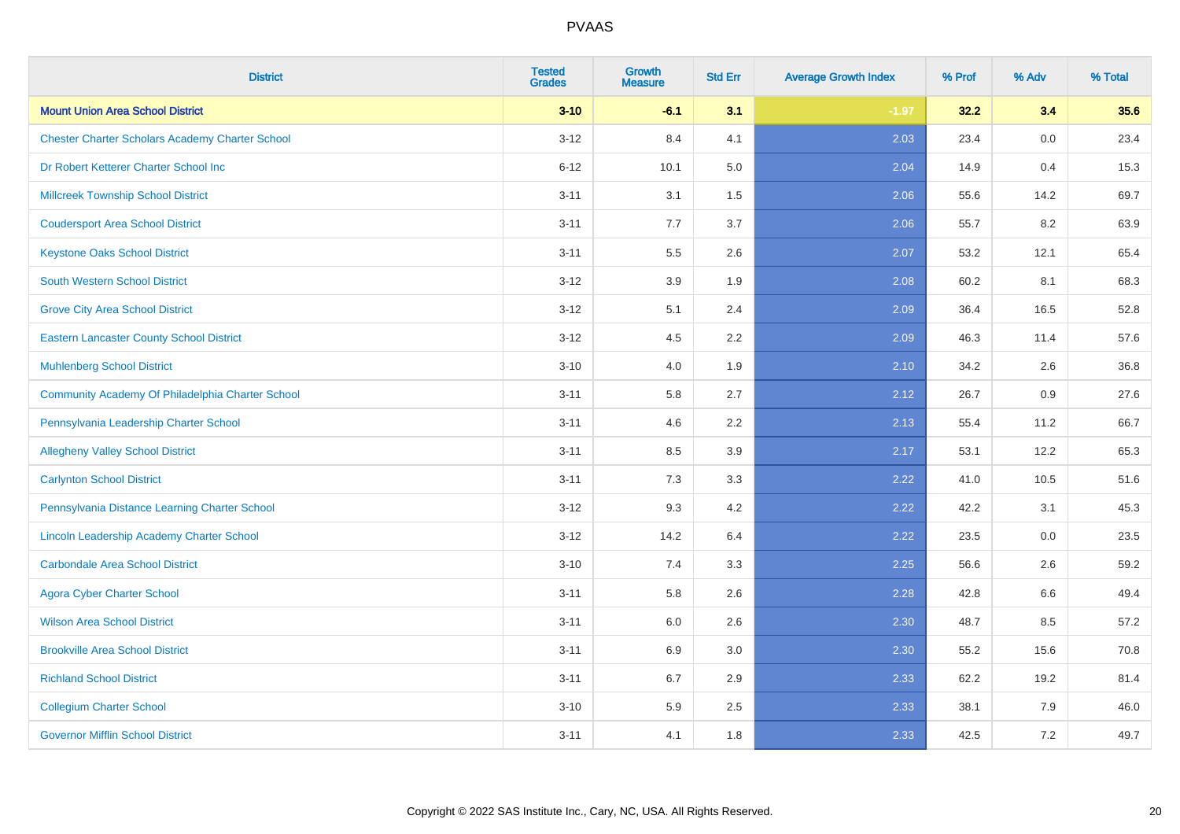| District | Tested Grades | Growth Measure | Std Err | Average Growth Index | % Prof | % Adv | % Total |
|---|---|---|---|---|---|---|---|
| **Mount Union Area School District** | **3-10** | **-6.1** | **3.1** | **-1.97** | **32.2** | **3.4** | **35.6** |
| Chester Charter Scholars Academy Charter School | 3-12 | 8.4 | 4.1 | 2.03 | 23.4 | 0.0 | 23.4 |
| Dr Robert Ketterer Charter School Inc | 6-12 | 10.1 | 5.0 | 2.04 | 14.9 | 0.4 | 15.3 |
| Millcreek Township School District | 3-11 | 3.1 | 1.5 | 2.06 | 55.6 | 14.2 | 69.7 |
| Coudersport Area School District | 3-11 | 7.7 | 3.7 | 2.06 | 55.7 | 8.2 | 63.9 |
| Keystone Oaks School District | 3-11 | 5.5 | 2.6 | 2.07 | 53.2 | 12.1 | 65.4 |
| South Western School District | 3-12 | 3.9 | 1.9 | 2.08 | 60.2 | 8.1 | 68.3 |
| Grove City Area School District | 3-12 | 5.1 | 2.4 | 2.09 | 36.4 | 16.5 | 52.8 |
| Eastern Lancaster County School District | 3-12 | 4.5 | 2.2 | 2.09 | 46.3 | 11.4 | 57.6 |
| Muhlenberg School District | 3-10 | 4.0 | 1.9 | 2.10 | 34.2 | 2.6 | 36.8 |
| Community Academy Of Philadelphia Charter School | 3-11 | 5.8 | 2.7 | 2.12 | 26.7 | 0.9 | 27.6 |
| Pennsylvania Leadership Charter School | 3-11 | 4.6 | 2.2 | 2.13 | 55.4 | 11.2 | 66.7 |
| Allegheny Valley School District | 3-11 | 8.5 | 3.9 | 2.17 | 53.1 | 12.2 | 65.3 |
| Carlynton School District | 3-11 | 7.3 | 3.3 | 2.22 | 41.0 | 10.5 | 51.6 |
| Pennsylvania Distance Learning Charter School | 3-12 | 9.3 | 4.2 | 2.22 | 42.2 | 3.1 | 45.3 |
| Lincoln Leadership Academy Charter School | 3-12 | 14.2 | 6.4 | 2.22 | 23.5 | 0.0 | 23.5 |
| Carbondale Area School District | 3-10 | 7.4 | 3.3 | 2.25 | 56.6 | 2.6 | 59.2 |
| Agora Cyber Charter School | 3-11 | 5.8 | 2.6 | 2.28 | 42.8 | 6.6 | 49.4 |
| Wilson Area School District | 3-11 | 6.0 | 2.6 | 2.30 | 48.7 | 8.5 | 57.2 |
| Brookville Area School District | 3-11 | 6.9 | 3.0 | 2.30 | 55.2 | 15.6 | 70.8 |
| Richland School District | 3-11 | 6.7 | 2.9 | 2.33 | 62.2 | 19.2 | 81.4 |
| Collegium Charter School | 3-10 | 5.9 | 2.5 | 2.33 | 38.1 | 7.9 | 46.0 |
| Governor Mifflin School District | 3-11 | 4.1 | 1.8 | 2.33 | 42.5 | 7.2 | 49.7 |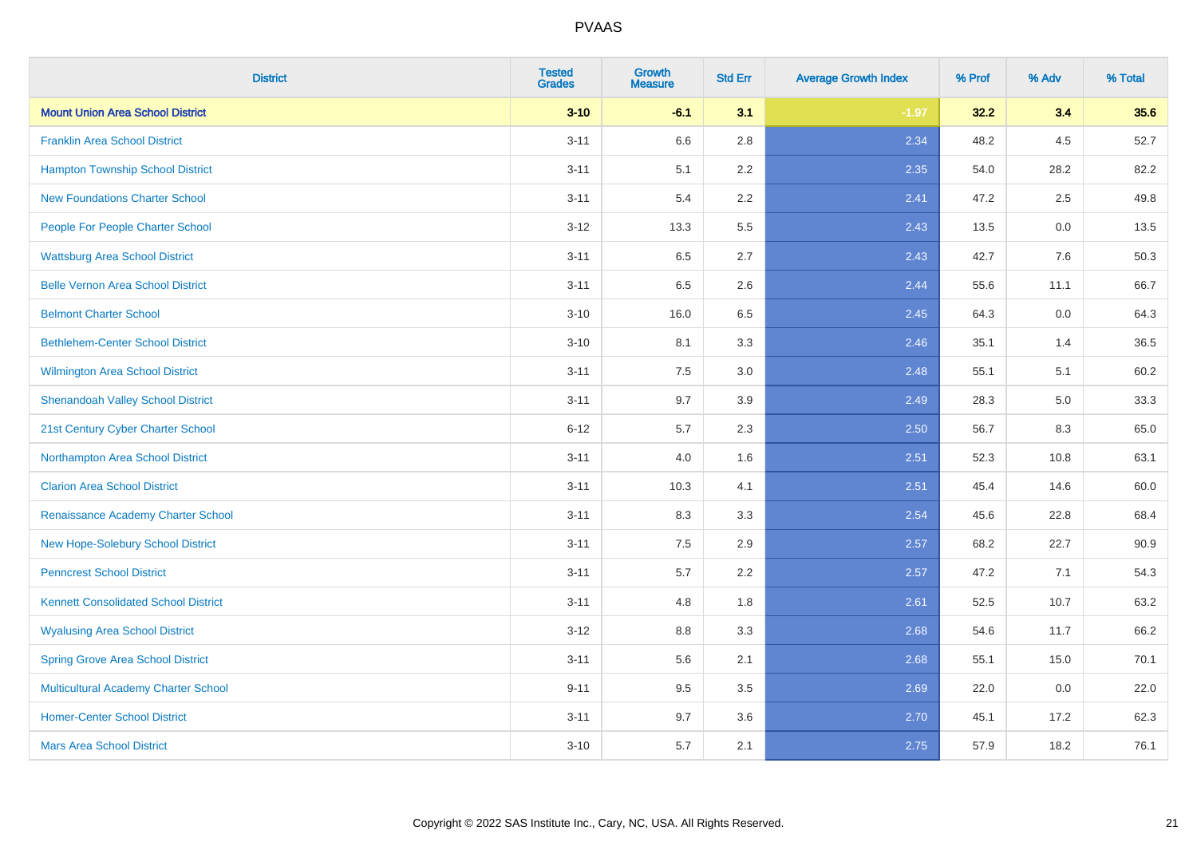| District | Tested Grades | Growth Measure | Std Err | Average Growth Index | % Prof | % Adv | % Total |
|---|---|---|---|---|---|---|---|
| **Mount Union Area School District** | **3-10** | **-6.1** | **3.1** | **-1.97** | **32.2** | **3.4** | **35.6** |
| Franklin Area School District | 3-11 | 6.6 | 2.8 | 2.34 | 48.2 | 4.5 | 52.7 |
| Hampton Township School District | 3-11 | 5.1 | 2.2 | 2.35 | 54.0 | 28.2 | 82.2 |
| New Foundations Charter School | 3-11 | 5.4 | 2.2 | 2.41 | 47.2 | 2.5 | 49.8 |
| People For People Charter School | 3-12 | 13.3 | 5.5 | 2.43 | 13.5 | 0.0 | 13.5 |
| Wattsburg Area School District | 3-11 | 6.5 | 2.7 | 2.43 | 42.7 | 7.6 | 50.3 |
| Belle Vernon Area School District | 3-11 | 6.5 | 2.6 | 2.44 | 55.6 | 11.1 | 66.7 |
| Belmont Charter School | 3-10 | 16.0 | 6.5 | 2.45 | 64.3 | 0.0 | 64.3 |
| Bethlehem-Center School District | 3-10 | 8.1 | 3.3 | 2.46 | 35.1 | 1.4 | 36.5 |
| Wilmington Area School District | 3-11 | 7.5 | 3.0 | 2.48 | 55.1 | 5.1 | 60.2 |
| Shenandoah Valley School District | 3-11 | 9.7 | 3.9 | 2.49 | 28.3 | 5.0 | 33.3 |
| 21st Century Cyber Charter School | 6-12 | 5.7 | 2.3 | 2.50 | 56.7 | 8.3 | 65.0 |
| Northampton Area School District | 3-11 | 4.0 | 1.6 | 2.51 | 52.3 | 10.8 | 63.1 |
| Clarion Area School District | 3-11 | 10.3 | 4.1 | 2.51 | 45.4 | 14.6 | 60.0 |
| Renaissance Academy Charter School | 3-11 | 8.3 | 3.3 | 2.54 | 45.6 | 22.8 | 68.4 |
| New Hope-Solebury School District | 3-11 | 7.5 | 2.9 | 2.57 | 68.2 | 22.7 | 90.9 |
| Penncrest School District | 3-11 | 5.7 | 2.2 | 2.57 | 47.2 | 7.1 | 54.3 |
| Kennett Consolidated School District | 3-11 | 4.8 | 1.8 | 2.61 | 52.5 | 10.7 | 63.2 |
| Wyalusing Area School District | 3-12 | 8.8 | 3.3 | 2.68 | 54.6 | 11.7 | 66.2 |
| Spring Grove Area School District | 3-11 | 5.6 | 2.1 | 2.68 | 55.1 | 15.0 | 70.1 |
| Multicultural Academy Charter School | 9-11 | 9.5 | 3.5 | 2.69 | 22.0 | 0.0 | 22.0 |
| Homer-Center School District | 3-11 | 9.7 | 3.6 | 2.70 | 45.1 | 17.2 | 62.3 |
| Mars Area School District | 3-10 | 5.7 | 2.1 | 2.75 | 57.9 | 18.2 | 76.1 |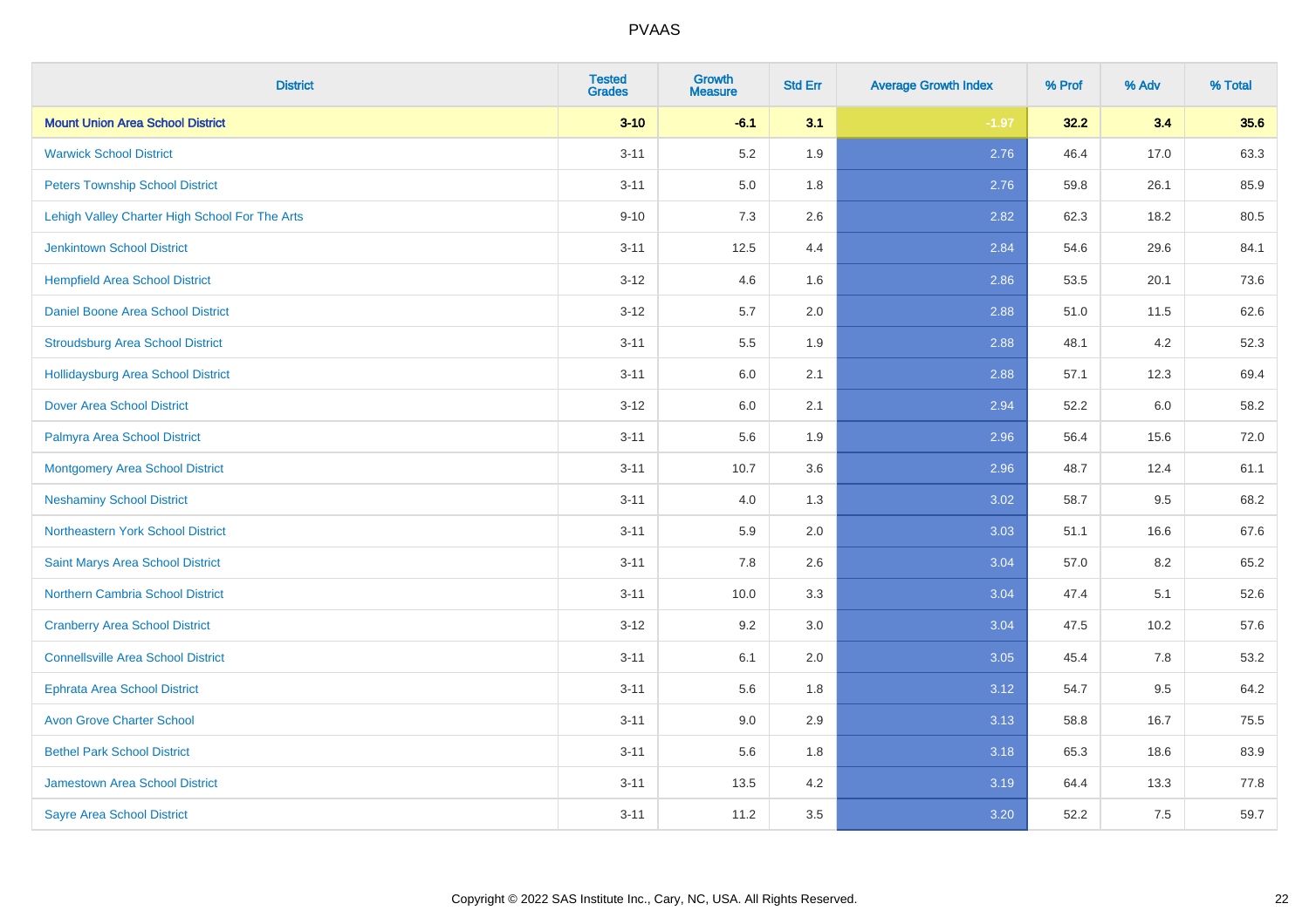| District | Tested Grades | Growth Measure | Std Err | Average Growth Index | % Prof | % Adv | % Total |
|---|---|---|---|---|---|---|---|
| **Mount Union Area School District** | **3-10** | **-6.1** | **3.1** | **-1.97** | **32.2** | **3.4** | **35.6** |
| Warwick School District | 3-11 | 5.2 | 1.9 | 2.76 | 46.4 | 17.0 | 63.3 |
| Peters Township School District | 3-11 | 5.0 | 1.8 | 2.76 | 59.8 | 26.1 | 85.9 |
| Lehigh Valley Charter High School For The Arts | 9-10 | 7.3 | 2.6 | 2.82 | 62.3 | 18.2 | 80.5 |
| Jenkintown School District | 3-11 | 12.5 | 4.4 | 2.84 | 54.6 | 29.6 | 84.1 |
| Hempfield Area School District | 3-12 | 4.6 | 1.6 | 2.86 | 53.5 | 20.1 | 73.6 |
| Daniel Boone Area School District | 3-12 | 5.7 | 2.0 | 2.88 | 51.0 | 11.5 | 62.6 |
| Stroudsburg Area School District | 3-11 | 5.5 | 1.9 | 2.88 | 48.1 | 4.2 | 52.3 |
| Hollidaysburg Area School District | 3-11 | 6.0 | 2.1 | 2.88 | 57.1 | 12.3 | 69.4 |
| Dover Area School District | 3-12 | 6.0 | 2.1 | 2.94 | 52.2 | 6.0 | 58.2 |
| Palmyra Area School District | 3-11 | 5.6 | 1.9 | 2.96 | 56.4 | 15.6 | 72.0 |
| Montgomery Area School District | 3-11 | 10.7 | 3.6 | 2.96 | 48.7 | 12.4 | 61.1 |
| Neshaminy School District | 3-11 | 4.0 | 1.3 | 3.02 | 58.7 | 9.5 | 68.2 |
| Northeastern York School District | 3-11 | 5.9 | 2.0 | 3.03 | 51.1 | 16.6 | 67.6 |
| Saint Marys Area School District | 3-11 | 7.8 | 2.6 | 3.04 | 57.0 | 8.2 | 65.2 |
| Northern Cambria School District | 3-11 | 10.0 | 3.3 | 3.04 | 47.4 | 5.1 | 52.6 |
| Cranberry Area School District | 3-12 | 9.2 | 3.0 | 3.04 | 47.5 | 10.2 | 57.6 |
| Connellsville Area School District | 3-11 | 6.1 | 2.0 | 3.05 | 45.4 | 7.8 | 53.2 |
| Ephrata Area School District | 3-11 | 5.6 | 1.8 | 3.12 | 54.7 | 9.5 | 64.2 |
| Avon Grove Charter School | 3-11 | 9.0 | 2.9 | 3.13 | 58.8 | 16.7 | 75.5 |
| Bethel Park School District | 3-11 | 5.6 | 1.8 | 3.18 | 65.3 | 18.6 | 83.9 |
| Jamestown Area School District | 3-11 | 13.5 | 4.2 | 3.19 | 64.4 | 13.3 | 77.8 |
| Sayre Area School District | 3-11 | 11.2 | 3.5 | 3.20 | 52.2 | 7.5 | 59.7 |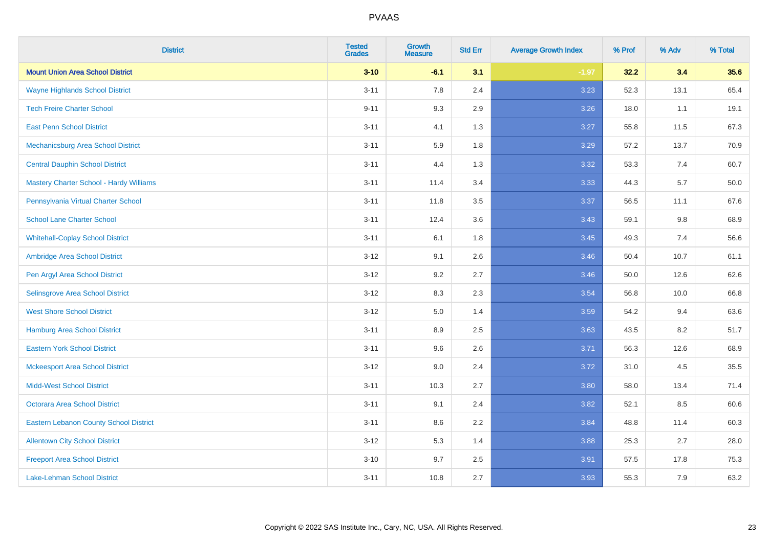| District | Tested Grades | Growth Measure | Std Err | Average Growth Index | % Prof | % Adv | % Total |
|---|---|---|---|---|---|---|---|
| **Mount Union Area School District** | **3-10** | **-6.1** | **3.1** | **-1.97** | **32.2** | **3.4** | **35.6** |
| Wayne Highlands School District | 3-11 | 7.8 | 2.4 | 3.23 | 52.3 | 13.1 | 65.4 |
| Tech Freire Charter School | 9-11 | 9.3 | 2.9 | 3.26 | 18.0 | 1.1 | 19.1 |
| East Penn School District | 3-11 | 4.1 | 1.3 | 3.27 | 55.8 | 11.5 | 67.3 |
| Mechanicsburg Area School District | 3-11 | 5.9 | 1.8 | 3.29 | 57.2 | 13.7 | 70.9 |
| Central Dauphin School District | 3-11 | 4.4 | 1.3 | 3.32 | 53.3 | 7.4 | 60.7 |
| Mastery Charter School - Hardy Williams | 3-11 | 11.4 | 3.4 | 3.33 | 44.3 | 5.7 | 50.0 |
| Pennsylvania Virtual Charter School | 3-11 | 11.8 | 3.5 | 3.37 | 56.5 | 11.1 | 67.6 |
| School Lane Charter School | 3-11 | 12.4 | 3.6 | 3.43 | 59.1 | 9.8 | 68.9 |
| Whitehall-Coplay School District | 3-11 | 6.1 | 1.8 | 3.45 | 49.3 | 7.4 | 56.6 |
| Ambridge Area School District | 3-12 | 9.1 | 2.6 | 3.46 | 50.4 | 10.7 | 61.1 |
| Pen Argyl Area School District | 3-12 | 9.2 | 2.7 | 3.46 | 50.0 | 12.6 | 62.6 |
| Selinsgrove Area School District | 3-12 | 8.3 | 2.3 | 3.54 | 56.8 | 10.0 | 66.8 |
| West Shore School District | 3-12 | 5.0 | 1.4 | 3.59 | 54.2 | 9.4 | 63.6 |
| Hamburg Area School District | 3-11 | 8.9 | 2.5 | 3.63 | 43.5 | 8.2 | 51.7 |
| Eastern York School District | 3-11 | 9.6 | 2.6 | 3.71 | 56.3 | 12.6 | 68.9 |
| Mckeesport Area School District | 3-12 | 9.0 | 2.4 | 3.72 | 31.0 | 4.5 | 35.5 |
| Midd-West School District | 3-11 | 10.3 | 2.7 | 3.80 | 58.0 | 13.4 | 71.4 |
| Octorara Area School District | 3-11 | 9.1 | 2.4 | 3.82 | 52.1 | 8.5 | 60.6 |
| Eastern Lebanon County School District | 3-11 | 8.6 | 2.2 | 3.84 | 48.8 | 11.4 | 60.3 |
| Allentown City School District | 3-12 | 5.3 | 1.4 | 3.88 | 25.3 | 2.7 | 28.0 |
| Freeport Area School District | 3-10 | 9.7 | 2.5 | 3.91 | 57.5 | 17.8 | 75.3 |
| Lake-Lehman School District | 3-11 | 10.8 | 2.7 | 3.93 | 55.3 | 7.9 | 63.2 |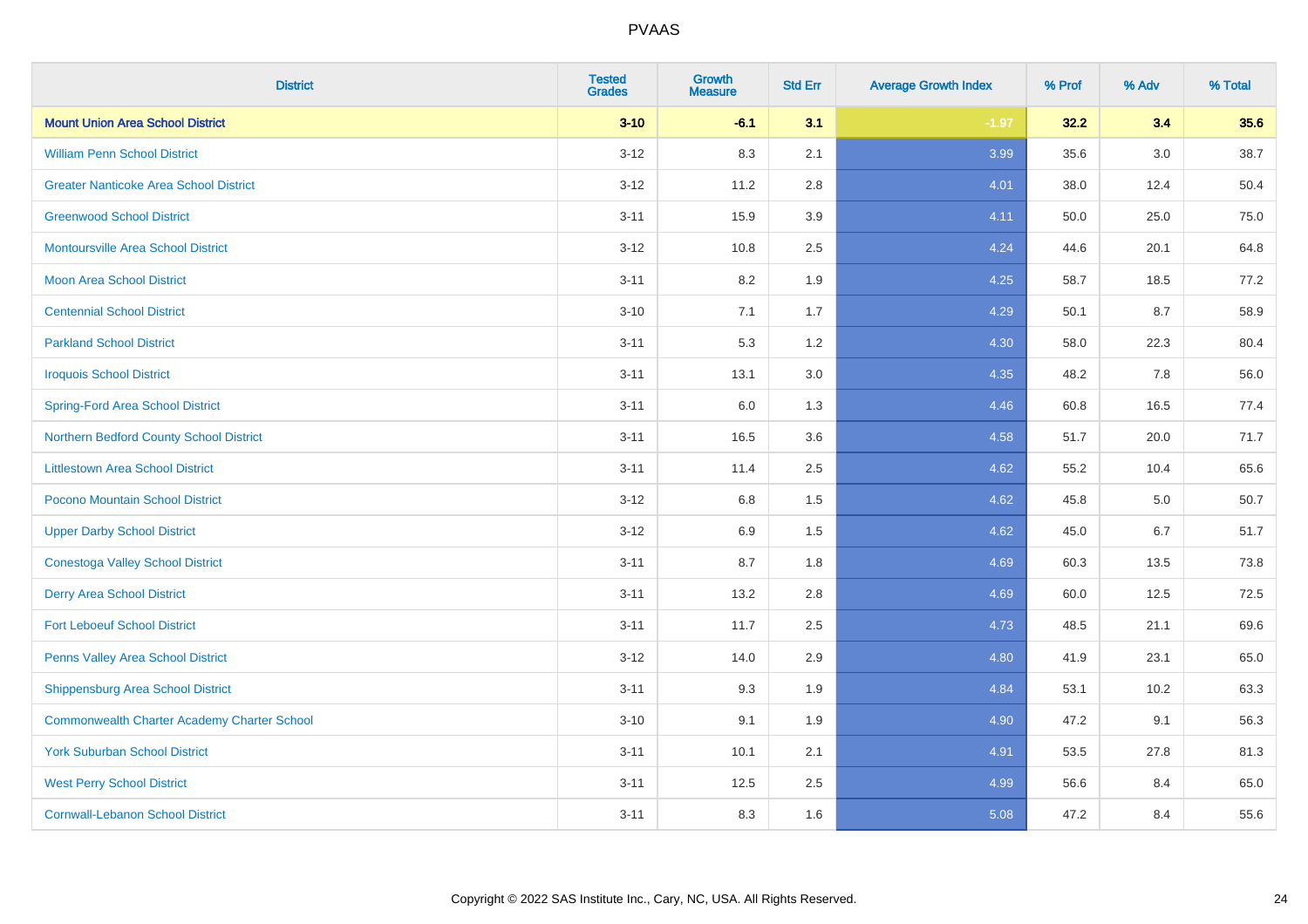| District | Tested Grades | Growth Measure | Std Err | Average Growth Index | % Prof | % Adv | % Total |
|---|---|---|---|---|---|---|---|
| **Mount Union Area School District** | **3-10** | **-6.1** | **3.1** | **-1.97** | **32.2** | **3.4** | **35.6** |
| William Penn School District | 3-12 | 8.3 | 2.1 | 3.99 | 35.6 | 3.0 | 38.7 |
| Greater Nanticoke Area School District | 3-12 | 11.2 | 2.8 | 4.01 | 38.0 | 12.4 | 50.4 |
| Greenwood School District | 3-11 | 15.9 | 3.9 | 4.11 | 50.0 | 25.0 | 75.0 |
| Montoursville Area School District | 3-12 | 10.8 | 2.5 | 4.24 | 44.6 | 20.1 | 64.8 |
| Moon Area School District | 3-11 | 8.2 | 1.9 | 4.25 | 58.7 | 18.5 | 77.2 |
| Centennial School District | 3-10 | 7.1 | 1.7 | 4.29 | 50.1 | 8.7 | 58.9 |
| Parkland School District | 3-11 | 5.3 | 1.2 | 4.30 | 58.0 | 22.3 | 80.4 |
| Iroquois School District | 3-11 | 13.1 | 3.0 | 4.35 | 48.2 | 7.8 | 56.0 |
| Spring-Ford Area School District | 3-11 | 6.0 | 1.3 | 4.46 | 60.8 | 16.5 | 77.4 |
| Northern Bedford County School District | 3-11 | 16.5 | 3.6 | 4.58 | 51.7 | 20.0 | 71.7 |
| Littlestown Area School District | 3-11 | 11.4 | 2.5 | 4.62 | 55.2 | 10.4 | 65.6 |
| Pocono Mountain School District | 3-12 | 6.8 | 1.5 | 4.62 | 45.8 | 5.0 | 50.7 |
| Upper Darby School District | 3-12 | 6.9 | 1.5 | 4.62 | 45.0 | 6.7 | 51.7 |
| Conestoga Valley School District | 3-11 | 8.7 | 1.8 | 4.69 | 60.3 | 13.5 | 73.8 |
| Derry Area School District | 3-11 | 13.2 | 2.8 | 4.69 | 60.0 | 12.5 | 72.5 |
| Fort Leboeuf School District | 3-11 | 11.7 | 2.5 | 4.73 | 48.5 | 21.1 | 69.6 |
| Penns Valley Area School District | 3-12 | 14.0 | 2.9 | 4.80 | 41.9 | 23.1 | 65.0 |
| Shippensburg Area School District | 3-11 | 9.3 | 1.9 | 4.84 | 53.1 | 10.2 | 63.3 |
| Commonwealth Charter Academy Charter School | 3-10 | 9.1 | 1.9 | 4.90 | 47.2 | 9.1 | 56.3 |
| York Suburban School District | 3-11 | 10.1 | 2.1 | 4.91 | 53.5 | 27.8 | 81.3 |
| West Perry School District | 3-11 | 12.5 | 2.5 | 4.99 | 56.6 | 8.4 | 65.0 |
| Cornwall-Lebanon School District | 3-11 | 8.3 | 1.6 | 5.08 | 47.2 | 8.4 | 55.6 |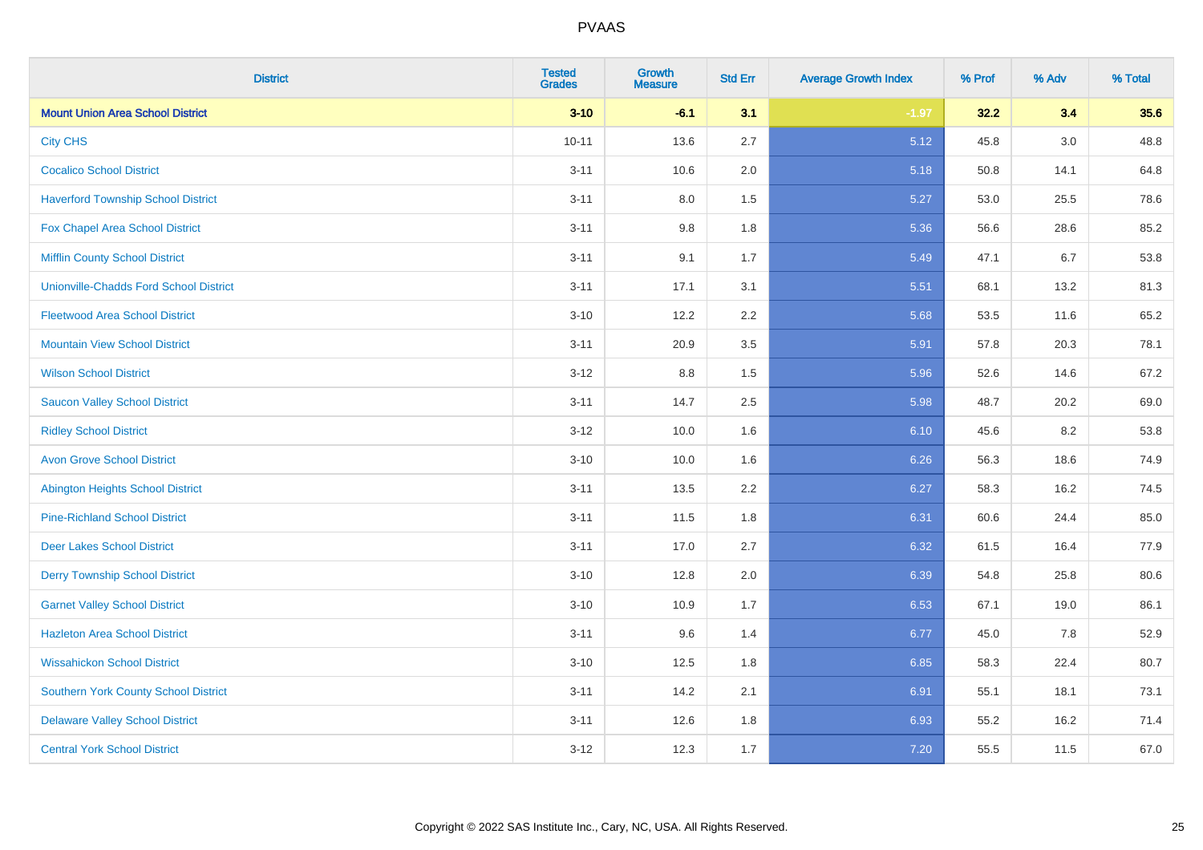| District | Tested Grades | Growth Measure | Std Err | Average Growth Index | % Prof | % Adv | % Total |
|---|---|---|---|---|---|---|---|
| **Mount Union Area School District** | **3-10** | **-6.1** | **3.1** | **-1.97** | **32.2** | **3.4** | **35.6** |
| City CHS | 10-11 | 13.6 | 2.7 | 5.12 | 45.8 | 3.0 | 48.8 |
| Cocalico School District | 3-11 | 10.6 | 2.0 | 5.18 | 50.8 | 14.1 | 64.8 |
| Haverford Township School District | 3-11 | 8.0 | 1.5 | 5.27 | 53.0 | 25.5 | 78.6 |
| Fox Chapel Area School District | 3-11 | 9.8 | 1.8 | 5.36 | 56.6 | 28.6 | 85.2 |
| Mifflin County School District | 3-11 | 9.1 | 1.7 | 5.49 | 47.1 | 6.7 | 53.8 |
| Unionville-Chadds Ford School District | 3-11 | 17.1 | 3.1 | 5.51 | 68.1 | 13.2 | 81.3 |
| Fleetwood Area School District | 3-10 | 12.2 | 2.2 | 5.68 | 53.5 | 11.6 | 65.2 |
| Mountain View School District | 3-11 | 20.9 | 3.5 | 5.91 | 57.8 | 20.3 | 78.1 |
| Wilson School District | 3-12 | 8.8 | 1.5 | 5.96 | 52.6 | 14.6 | 67.2 |
| Saucon Valley School District | 3-11 | 14.7 | 2.5 | 5.98 | 48.7 | 20.2 | 69.0 |
| Ridley School District | 3-12 | 10.0 | 1.6 | 6.10 | 45.6 | 8.2 | 53.8 |
| Avon Grove School District | 3-10 | 10.0 | 1.6 | 6.26 | 56.3 | 18.6 | 74.9 |
| Abington Heights School District | 3-11 | 13.5 | 2.2 | 6.27 | 58.3 | 16.2 | 74.5 |
| Pine-Richland School District | 3-11 | 11.5 | 1.8 | 6.31 | 60.6 | 24.4 | 85.0 |
| Deer Lakes School District | 3-11 | 17.0 | 2.7 | 6.32 | 61.5 | 16.4 | 77.9 |
| Derry Township School District | 3-10 | 12.8 | 2.0 | 6.39 | 54.8 | 25.8 | 80.6 |
| Garnet Valley School District | 3-10 | 10.9 | 1.7 | 6.53 | 67.1 | 19.0 | 86.1 |
| Hazleton Area School District | 3-11 | 9.6 | 1.4 | 6.77 | 45.0 | 7.8 | 52.9 |
| Wissahickon School District | 3-10 | 12.5 | 1.8 | 6.85 | 58.3 | 22.4 | 80.7 |
| Southern York County School District | 3-11 | 14.2 | 2.1 | 6.91 | 55.1 | 18.1 | 73.1 |
| Delaware Valley School District | 3-11 | 12.6 | 1.8 | 6.93 | 55.2 | 16.2 | 71.4 |
| Central York School District | 3-12 | 12.3 | 1.7 | 7.20 | 55.5 | 11.5 | 67.0 |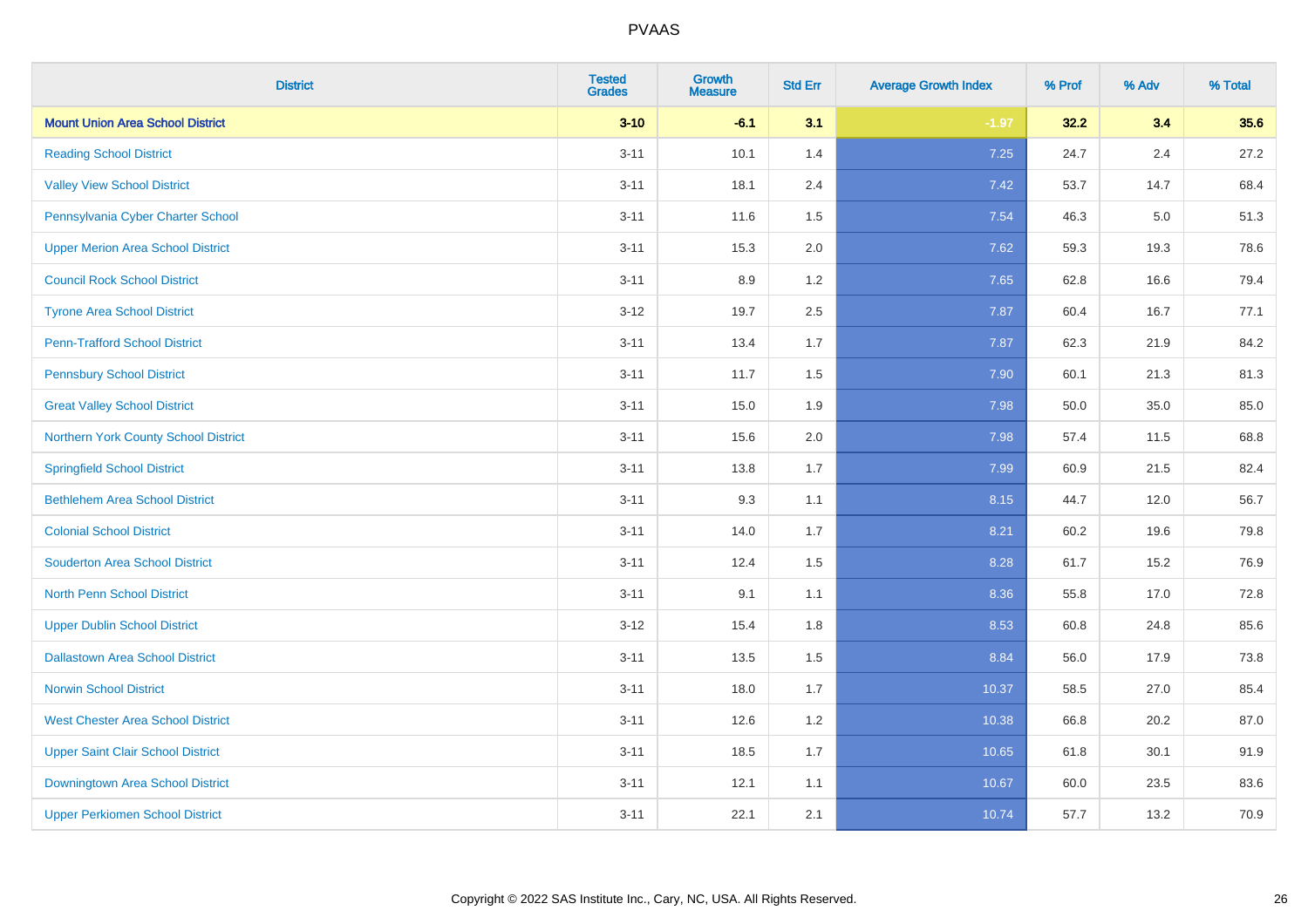# PVAAS

| District | Tested Grades | Growth Measure | Std Err | Average Growth Index | % Prof | % Adv | % Total |
|---|---|---|---|---|---|---|---|
| **Mount Union Area School District** | **3-10** | **-6.1** | **3.1** | **-1.97** | **32.2** | **3.4** | **35.6** |
| Reading School District | 3-11 | 10.1 | 1.4 | 7.25 | 24.7 | 2.4 | 27.2 |
| Valley View School District | 3-11 | 18.1 | 2.4 | 7.42 | 53.7 | 14.7 | 68.4 |
| Pennsylvania Cyber Charter School | 3-11 | 11.6 | 1.5 | 7.54 | 46.3 | 5.0 | 51.3 |
| Upper Merion Area School District | 3-11 | 15.3 | 2.0 | 7.62 | 59.3 | 19.3 | 78.6 |
| Council Rock School District | 3-11 | 8.9 | 1.2 | 7.65 | 62.8 | 16.6 | 79.4 |
| Tyrone Area School District | 3-12 | 19.7 | 2.5 | 7.87 | 60.4 | 16.7 | 77.1 |
| Penn-Trafford School District | 3-11 | 13.4 | 1.7 | 7.87 | 62.3 | 21.9 | 84.2 |
| Pennsbury School District | 3-11 | 11.7 | 1.5 | 7.90 | 60.1 | 21.3 | 81.3 |
| Great Valley School District | 3-11 | 15.0 | 1.9 | 7.98 | 50.0 | 35.0 | 85.0 |
| Northern York County School District | 3-11 | 15.6 | 2.0 | 7.98 | 57.4 | 11.5 | 68.8 |
| Springfield School District | 3-11 | 13.8 | 1.7 | 7.99 | 60.9 | 21.5 | 82.4 |
| Bethlehem Area School District | 3-11 | 9.3 | 1.1 | 8.15 | 44.7 | 12.0 | 56.7 |
| Colonial School District | 3-11 | 14.0 | 1.7 | 8.21 | 60.2 | 19.6 | 79.8 |
| Souderton Area School District | 3-11 | 12.4 | 1.5 | 8.28 | 61.7 | 15.2 | 76.9 |
| North Penn School District | 3-11 | 9.1 | 1.1 | 8.36 | 55.8 | 17.0 | 72.8 |
| Upper Dublin School District | 3-12 | 15.4 | 1.8 | 8.53 | 60.8 | 24.8 | 85.6 |
| Dallastown Area School District | 3-11 | 13.5 | 1.5 | 8.84 | 56.0 | 17.9 | 73.8 |
| Norwin School District | 3-11 | 18.0 | 1.7 | 10.37 | 58.5 | 27.0 | 85.4 |
| West Chester Area School District | 3-11 | 12.6 | 1.2 | 10.38 | 66.8 | 20.2 | 87.0 |
| Upper Saint Clair School District | 3-11 | 18.5 | 1.7 | 10.65 | 61.8 | 30.1 | 91.9 |
| Downingtown Area School District | 3-11 | 12.1 | 1.1 | 10.67 | 60.0 | 23.5 | 83.6 |
| Upper Perkiomen School District | 3-11 | 22.1 | 2.1 | 10.74 | 57.7 | 13.2 | 70.9 |

Copyright © 2022 SAS Institute Inc., Cary, NC, USA. All Rights Reserved.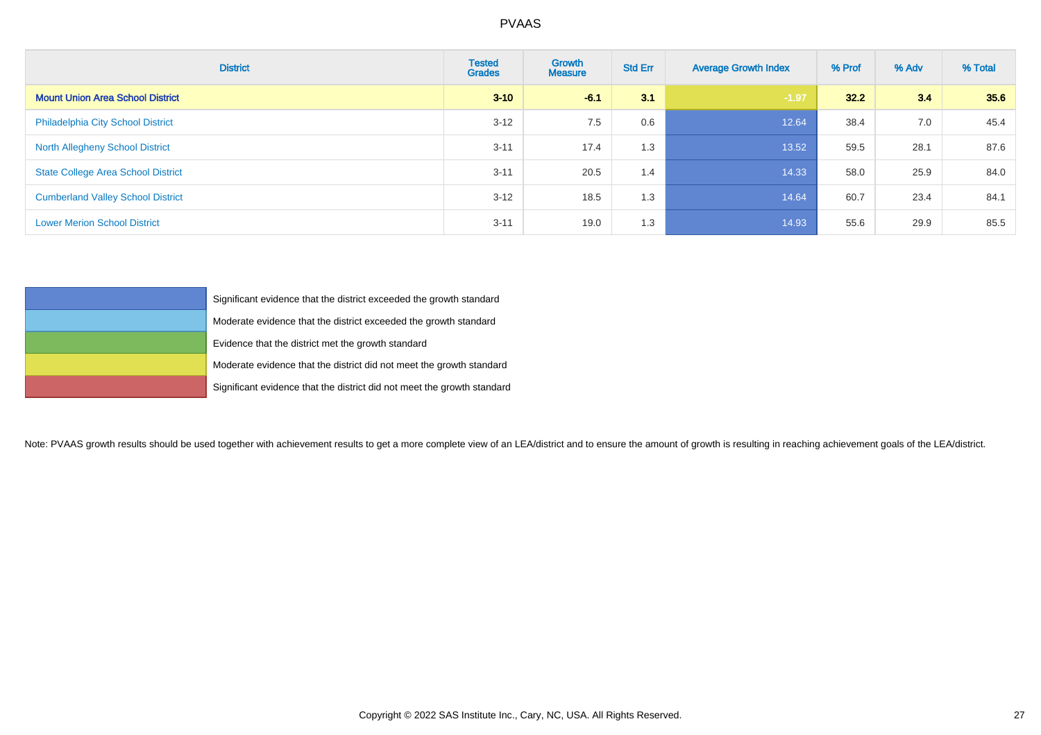# PVAAS

| District | Tested Grades | Growth Measure | Std Err | Average Growth Index | % Prof | % Adv | % Total |
|---|---|---|---|---|---|---|---|
| **Mount Union Area School District** | **3-10** | **-6.1** | **3.1** | **-1.97** | **32.2** | **3.4** | **35.6** |
| Philadelphia City School District | 3-12 | 7.5 | 0.6 | 12.64 | 38.4 | 7.0 | 45.4 |
| North Allegheny School District | 3-11 | 17.4 | 1.3 | 13.52 | 59.5 | 28.1 | 87.6 |
| State College Area School District | 3-11 | 20.5 | 1.4 | 14.33 | 58.0 | 25.9 | 84.0 |
| Cumberland Valley School District | 3-12 | 18.5 | 1.3 | 14.64 | 60.7 | 23.4 | 84.1 |
| Lower Merion School District | 3-11 | 19.0 | 1.3 | 14.93 | 55.6 | 29.9 | 85.5 |

Significant evidence that the district exceeded the growth standard

Moderate evidence that the district exceeded the growth standard

Evidence that the district met the growth standard

Moderate evidence that the district did not meet the growth standard

Significant evidence that the district did not meet the growth standard

Note: PVAAS growth results should be used together with achievement results to get a more complete view of an LEA/district and to ensure the amount of growth is resulting in reaching achievement goals of the LEA/district.

Copyright © 2022 SAS Institute Inc., Cary, NC, USA. All Rights Reserved.